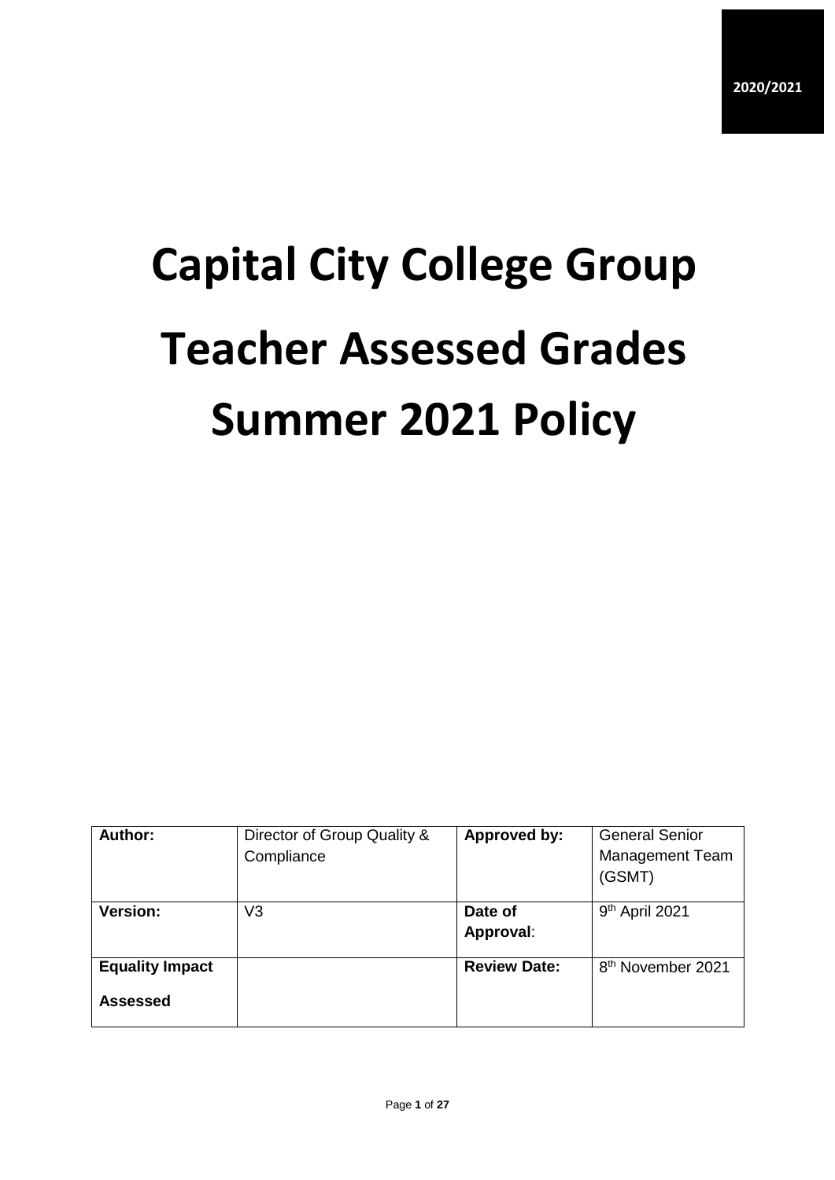**2020/2021**

# Capital City College Group
# Teacher Assessed Grades
# Summer 2021 Policy

| **Author:** | Director of Group Quality & Compliance | **Approved by:** | General Senior Management Team (GSMT) |
|---|---|---|---|
| **Version:** | V3 | **Date of Approval**: | 9th April 2021 |
| **Equality Impact Assessed** | | **Review Date:** | 8th November 2021 |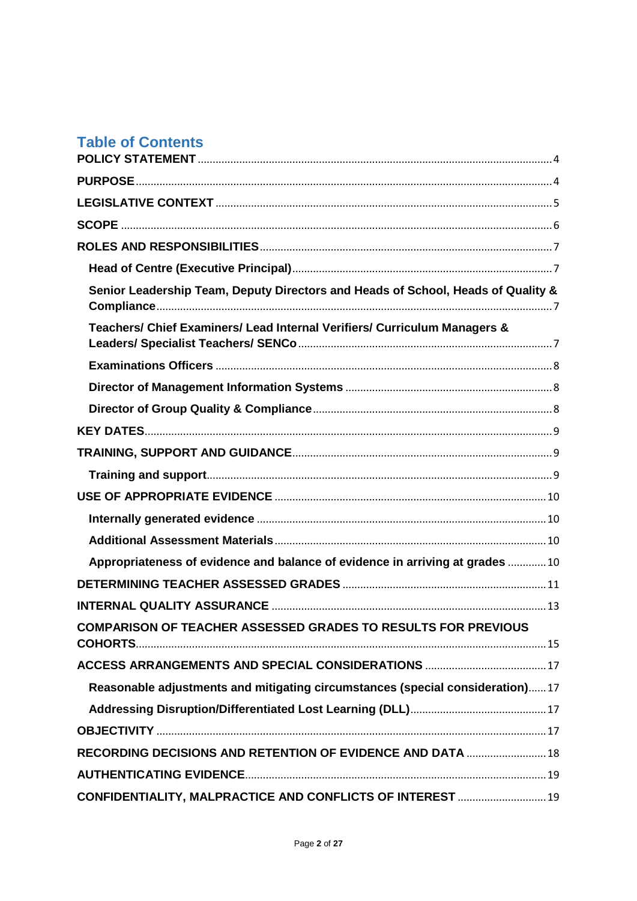# Table of Contents

POLICY STATEMENT ..... 4

PURPOSE ..... 4

LEGISLATIVE CONTEXT ..... 5

SCOPE ..... 6

ROLES AND RESPONSIBILITIES ..... 7

- Head of Centre (Executive Principal) ..... 7
- Senior Leadership Team, Deputy Directors and Heads of School, Heads of Quality & Compliance ..... 7
- Teachers/ Chief Examiners/ Lead Internal Verifiers/ Curriculum Managers & Leaders/ Specialist Teachers/ SENCo ..... 7
- Examinations Officers ..... 8
- Director of Management Information Systems ..... 8
- Director of Group Quality & Compliance ..... 8

KEY DATES ..... 9

TRAINING, SUPPORT AND GUIDANCE ..... 9

- Training and support ..... 9

USE OF APPROPRIATE EVIDENCE ..... 10

- Internally generated evidence ..... 10
- Additional Assessment Materials ..... 10
- Appropriateness of evidence and balance of evidence in arriving at grades ..... 10

DETERMINING TEACHER ASSESSED GRADES ..... 11

INTERNAL QUALITY ASSURANCE ..... 13

COMPARISON OF TEACHER ASSESSED GRADES TO RESULTS FOR PREVIOUS COHORTS ..... 15

ACCESS ARRANGEMENTS AND SPECIAL CONSIDERATIONS ..... 17

- Reasonable adjustments and mitigating circumstances (special consideration) ..... 17
- Addressing Disruption/Differentiated Lost Learning (DLL) ..... 17

OBJECTIVITY ..... 17

RECORDING DECISIONS AND RETENTION OF EVIDENCE AND DATA ..... 18

AUTHENTICATING EVIDENCE ..... 19

CONFIDENTIALITY, MALPRACTICE AND CONFLICTS OF INTEREST ..... 19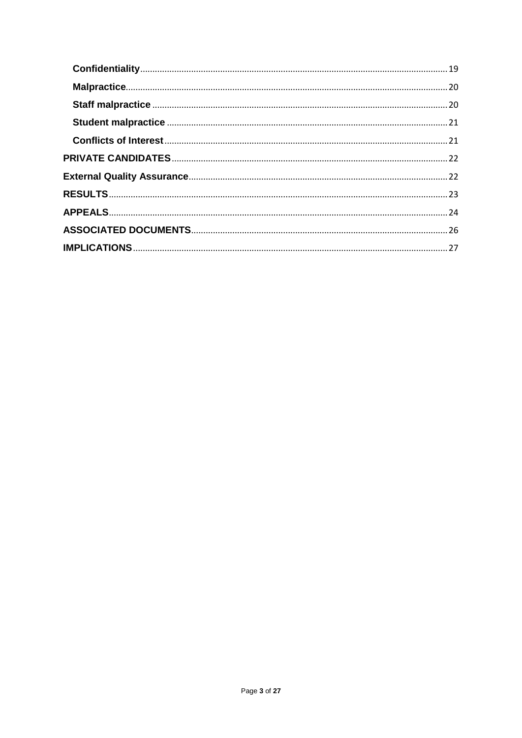**Confidentiality** ..... 19

**Malpractice** ..... 20

**Staff malpractice** ..... 20

**Student malpractice** ..... 21

**Conflicts of Interest** ..... 21

**PRIVATE CANDIDATES** ..... 22

**External Quality Assurance** ..... 22

**RESULTS** ..... 23

**APPEALS** ..... 24

**ASSOCIATED DOCUMENTS** ..... 26

**IMPLICATIONS** ..... 27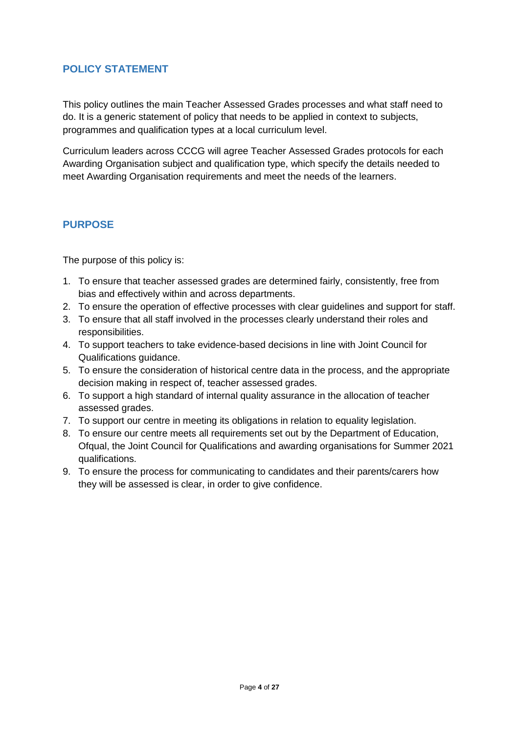## POLICY STATEMENT

This policy outlines the main Teacher Assessed Grades processes and what staff need to do. It is a generic statement of policy that needs to be applied in context to subjects, programmes and qualification types at a local curriculum level.

Curriculum leaders across CCCG will agree Teacher Assessed Grades protocols for each Awarding Organisation subject and qualification type, which specify the details needed to meet Awarding Organisation requirements and meet the needs of the learners.

## PURPOSE

The purpose of this policy is:

1. To ensure that teacher assessed grades are determined fairly, consistently, free from bias and effectively within and across departments.
2. To ensure the operation of effective processes with clear guidelines and support for staff.
3. To ensure that all staff involved in the processes clearly understand their roles and responsibilities.
4. To support teachers to take evidence-based decisions in line with Joint Council for Qualifications guidance.
5. To ensure the consideration of historical centre data in the process, and the appropriate decision making in respect of, teacher assessed grades.
6. To support a high standard of internal quality assurance in the allocation of teacher assessed grades.
7. To support our centre in meeting its obligations in relation to equality legislation.
8. To ensure our centre meets all requirements set out by the Department of Education, Ofqual, the Joint Council for Qualifications and awarding organisations for Summer 2021 qualifications.
9. To ensure the process for communicating to candidates and their parents/carers how they will be assessed is clear, in order to give confidence.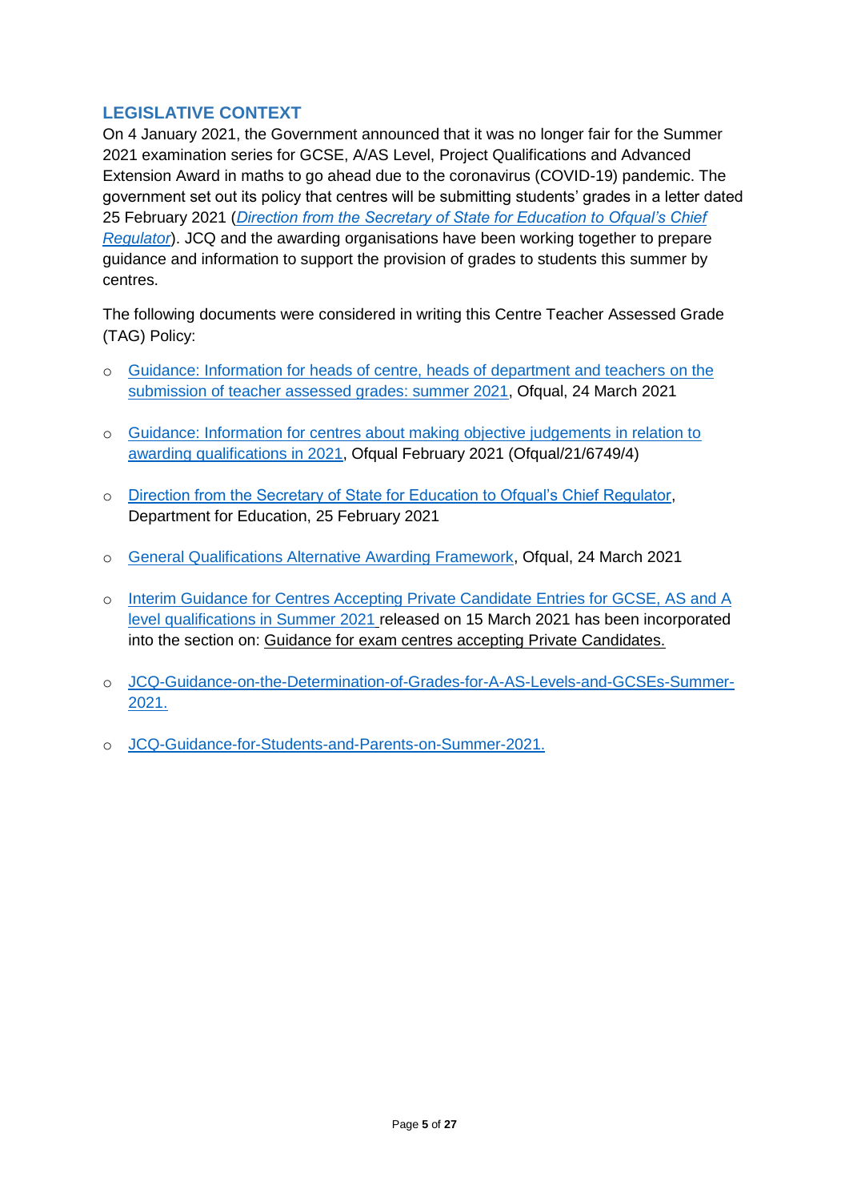## LEGISLATIVE CONTEXT

On 4 January 2021, the Government announced that it was no longer fair for the Summer 2021 examination series for GCSE, A/AS Level, Project Qualifications and Advanced Extension Award in maths to go ahead due to the coronavirus (COVID-19) pandemic. The government set out its policy that centres will be submitting students' grades in a letter dated 25 February 2021 (*Direction from the Secretary of State for Education to Ofqual's Chief Regulator*). JCQ and the awarding organisations have been working together to prepare guidance and information to support the provision of grades to students this summer by centres.

The following documents were considered in writing this Centre Teacher Assessed Grade (TAG) Policy:

- Guidance: Information for heads of centre, heads of department and teachers on the submission of teacher assessed grades: summer 2021, Ofqual, 24 March 2021
- Guidance: Information for centres about making objective judgements in relation to awarding qualifications in 2021, Ofqual February 2021 (Ofqual/21/6749/4)
- Direction from the Secretary of State for Education to Ofqual's Chief Regulator, Department for Education, 25 February 2021
- General Qualifications Alternative Awarding Framework, Ofqual, 24 March 2021
- Interim Guidance for Centres Accepting Private Candidate Entries for GCSE, AS and A level qualifications in Summer 2021 released on 15 March 2021 has been incorporated into the section on: Guidance for exam centres accepting Private Candidates.
- JCQ-Guidance-on-the-Determination-of-Grades-for-A-AS-Levels-and-GCSEs-Summer-2021.
- JCQ-Guidance-for-Students-and-Parents-on-Summer-2021.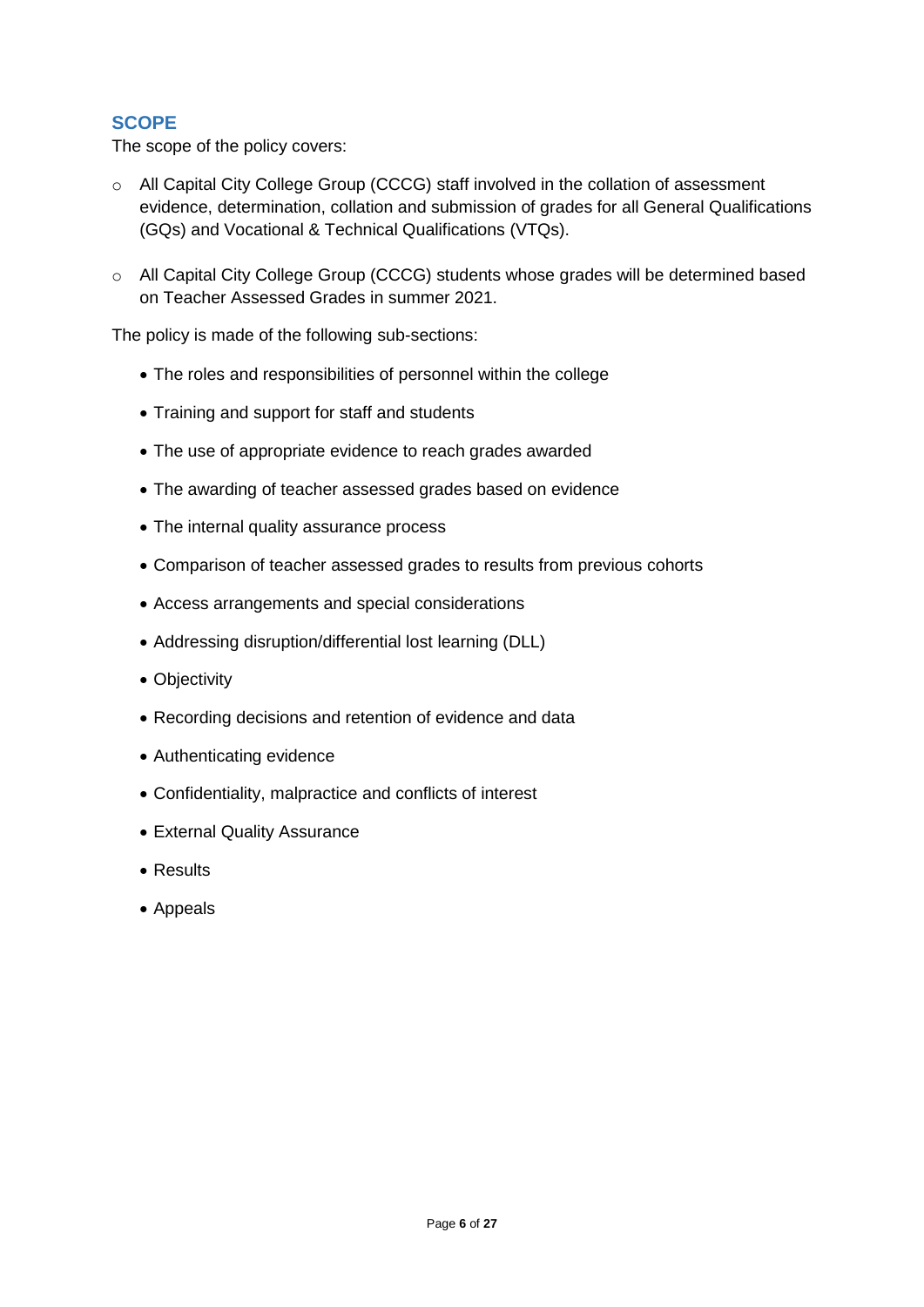## SCOPE

The scope of the policy covers:

- All Capital City College Group (CCCG) staff involved in the collation of assessment evidence, determination, collation and submission of grades for all General Qualifications (GQs) and Vocational & Technical Qualifications (VTQs).

- All Capital City College Group (CCCG) students whose grades will be determined based on Teacher Assessed Grades in summer 2021.

The policy is made of the following sub-sections:

- The roles and responsibilities of personnel within the college
- Training and support for staff and students
- The use of appropriate evidence to reach grades awarded
- The awarding of teacher assessed grades based on evidence
- The internal quality assurance process
- Comparison of teacher assessed grades to results from previous cohorts
- Access arrangements and special considerations
- Addressing disruption/differential lost learning (DLL)
- Objectivity
- Recording decisions and retention of evidence and data
- Authenticating evidence
- Confidentiality, malpractice and conflicts of interest
- External Quality Assurance
- Results
- Appeals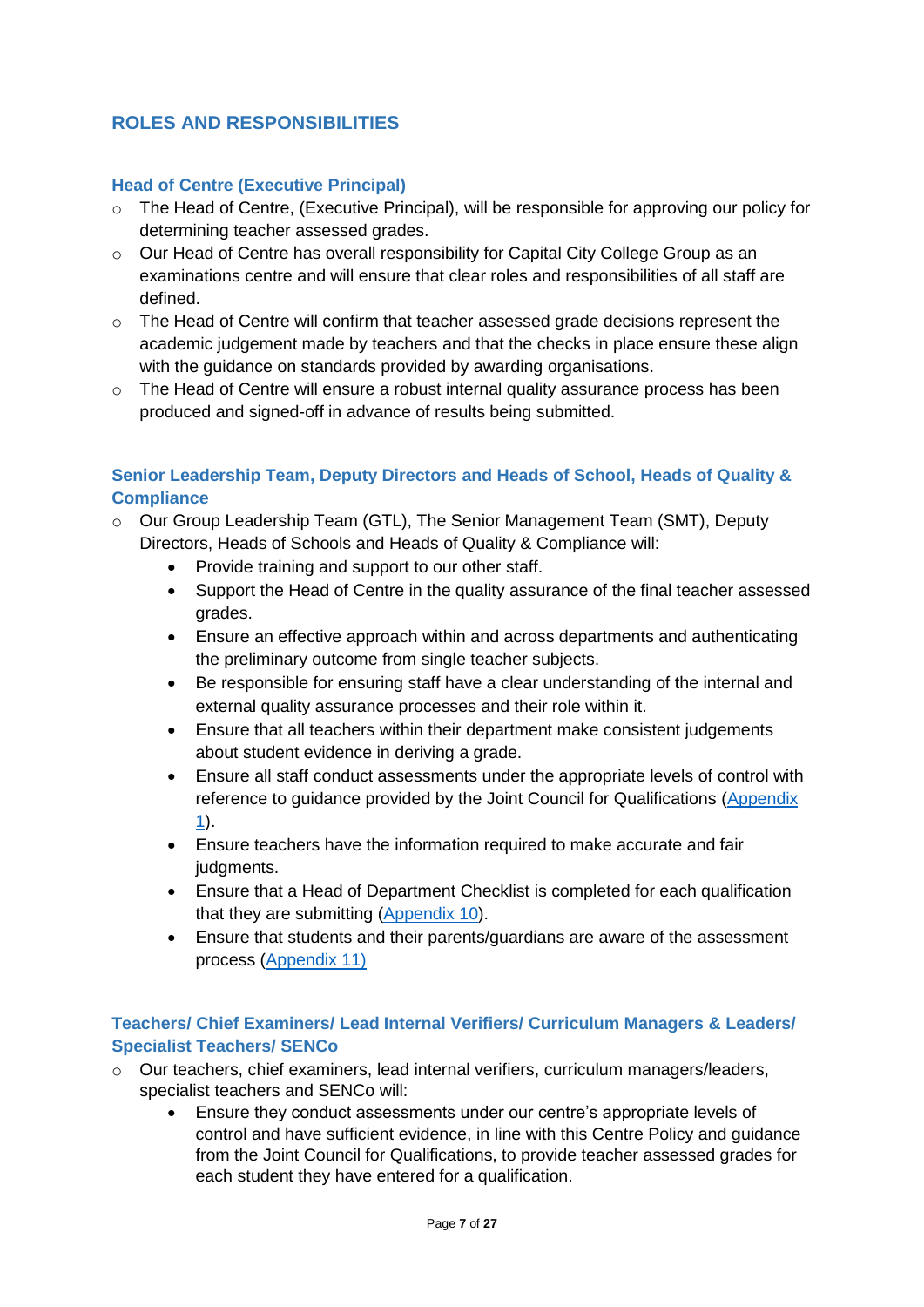## ROLES AND RESPONSIBILITIES

### Head of Centre (Executive Principal)

- The Head of Centre, (Executive Principal), will be responsible for approving our policy for determining teacher assessed grades.
- Our Head of Centre has overall responsibility for Capital City College Group as an examinations centre and will ensure that clear roles and responsibilities of all staff are defined.
- The Head of Centre will confirm that teacher assessed grade decisions represent the academic judgement made by teachers and that the checks in place ensure these align with the guidance on standards provided by awarding organisations.
- The Head of Centre will ensure a robust internal quality assurance process has been produced and signed-off in advance of results being submitted.

### Senior Leadership Team, Deputy Directors and Heads of School, Heads of Quality & Compliance

- Our Group Leadership Team (GTL), The Senior Management Team (SMT), Deputy Directors, Heads of Schools and Heads of Quality & Compliance will:
  - Provide training and support to our other staff.
  - Support the Head of Centre in the quality assurance of the final teacher assessed grades.
  - Ensure an effective approach within and across departments and authenticating the preliminary outcome from single teacher subjects.
  - Be responsible for ensuring staff have a clear understanding of the internal and external quality assurance processes and their role within it.
  - Ensure that all teachers within their department make consistent judgements about student evidence in deriving a grade.
  - Ensure all staff conduct assessments under the appropriate levels of control with reference to guidance provided by the Joint Council for Qualifications (Appendix 1).
  - Ensure teachers have the information required to make accurate and fair judgments.
  - Ensure that a Head of Department Checklist is completed for each qualification that they are submitting (Appendix 10).
  - Ensure that students and their parents/guardians are aware of the assessment process (Appendix 11)

### Teachers/ Chief Examiners/ Lead Internal Verifiers/ Curriculum Managers & Leaders/ Specialist Teachers/ SENCo

- Our teachers, chief examiners, lead internal verifiers, curriculum managers/leaders, specialist teachers and SENCo will:
  - Ensure they conduct assessments under our centre's appropriate levels of control and have sufficient evidence, in line with this Centre Policy and guidance from the Joint Council for Qualifications, to provide teacher assessed grades for each student they have entered for a qualification.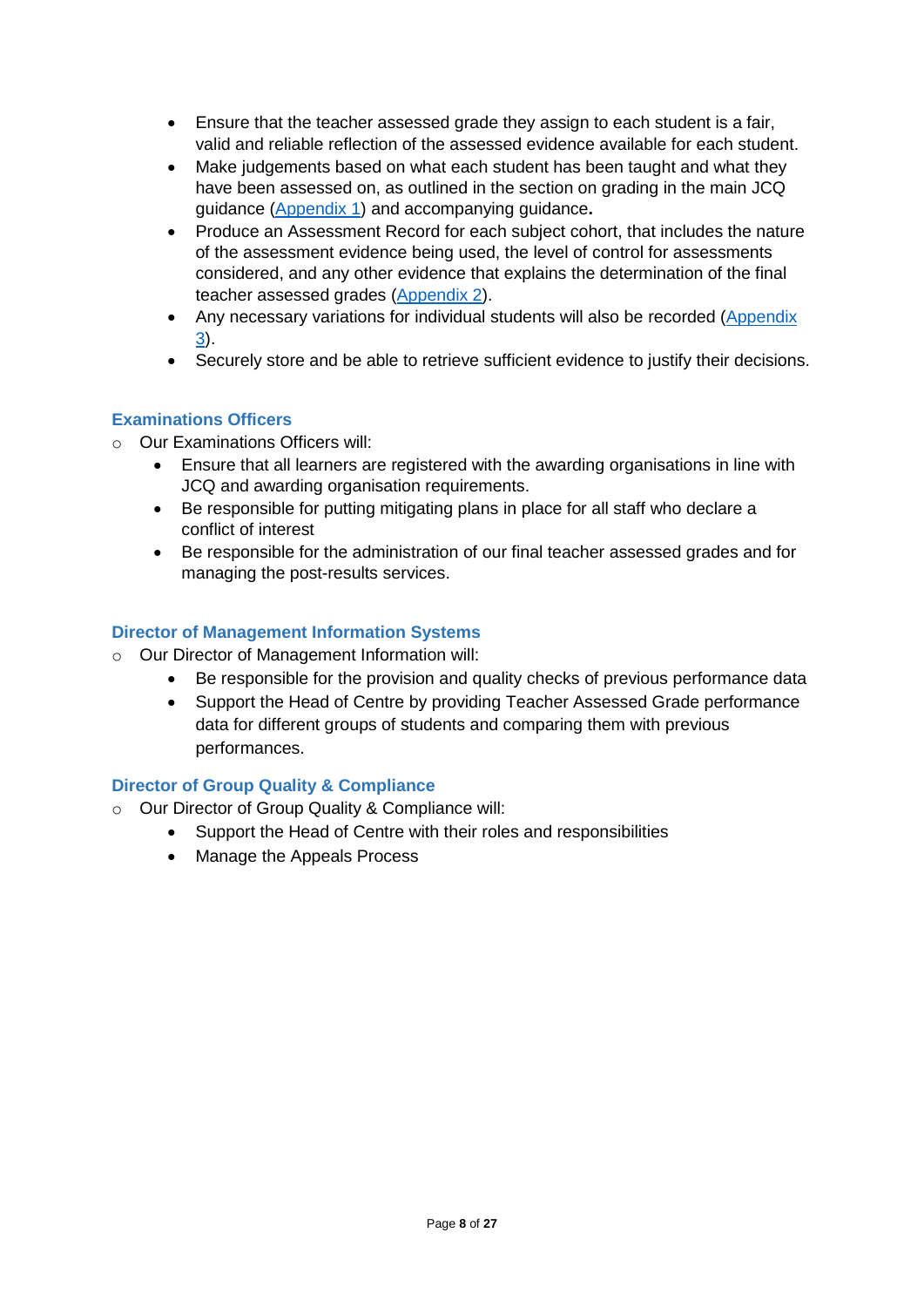- Ensure that the teacher assessed grade they assign to each student is a fair, valid and reliable reflection of the assessed evidence available for each student.
- Make judgements based on what each student has been taught and what they have been assessed on, as outlined in the section on grading in the main JCQ guidance (Appendix 1) and accompanying guidance**.**
- Produce an Assessment Record for each subject cohort, that includes the nature of the assessment evidence being used, the level of control for assessments considered, and any other evidence that explains the determination of the final teacher assessed grades (Appendix 2).
- Any necessary variations for individual students will also be recorded (Appendix 3).
- Securely store and be able to retrieve sufficient evidence to justify their decisions.

### Examinations Officers

- Our Examinations Officers will:
  - Ensure that all learners are registered with the awarding organisations in line with JCQ and awarding organisation requirements.
  - Be responsible for putting mitigating plans in place for all staff who declare a conflict of interest
  - Be responsible for the administration of our final teacher assessed grades and for managing the post-results services.

### Director of Management Information Systems

- Our Director of Management Information will:
  - Be responsible for the provision and quality checks of previous performance data
  - Support the Head of Centre by providing Teacher Assessed Grade performance data for different groups of students and comparing them with previous performances.

### Director of Group Quality & Compliance

- Our Director of Group Quality & Compliance will:
  - Support the Head of Centre with their roles and responsibilities
  - Manage the Appeals Process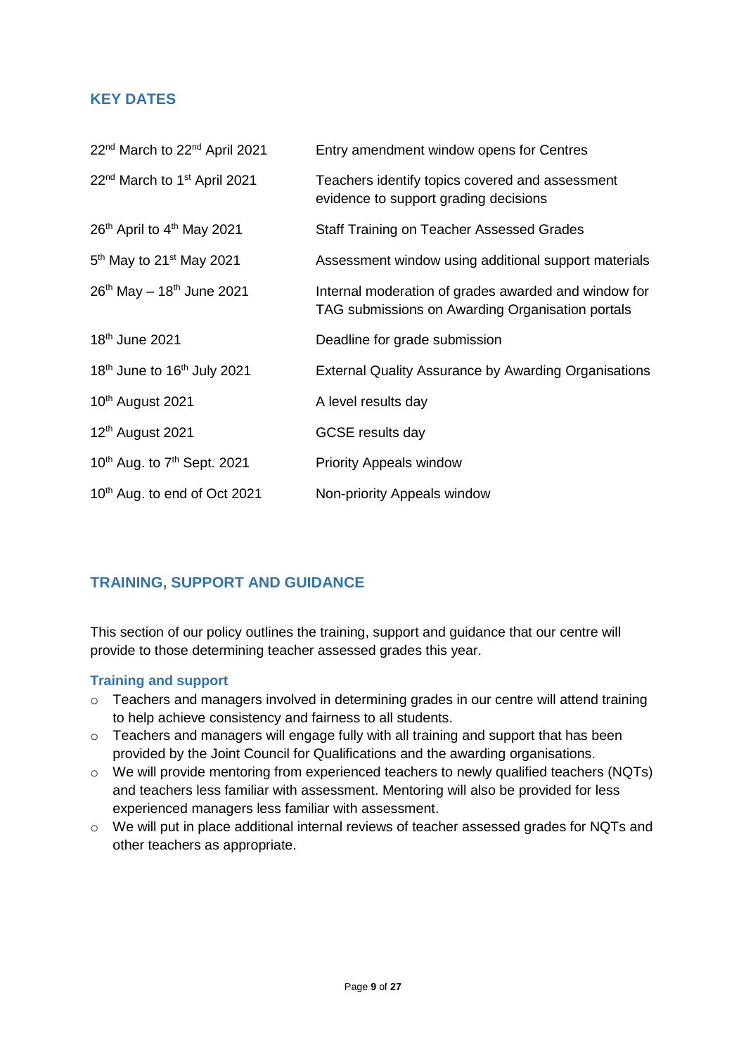## KEY DATES

| | |
|---|---|
| 22nd March to 22nd April 2021 | Entry amendment window opens for Centres |
| 22nd March to 1st April 2021 | Teachers identify topics covered and assessment evidence to support grading decisions |
| 26th April to 4th May 2021 | Staff Training on Teacher Assessed Grades |
| 5th May to 21st May 2021 | Assessment window using additional support materials |
| 26th May – 18th June 2021 | Internal moderation of grades awarded and window for TAG submissions on Awarding Organisation portals |
| 18th June 2021 | Deadline for grade submission |
| 18th June to 16th July 2021 | External Quality Assurance by Awarding Organisations |
| 10th August 2021 | A level results day |
| 12th August 2021 | GCSE results day |
| 10th Aug. to 7th Sept. 2021 | Priority Appeals window |
| 10th Aug. to end of Oct 2021 | Non-priority Appeals window |

## TRAINING, SUPPORT AND GUIDANCE

This section of our policy outlines the training, support and guidance that our centre will provide to those determining teacher assessed grades this year.

### Training and support

- Teachers and managers involved in determining grades in our centre will attend training to help achieve consistency and fairness to all students.
- Teachers and managers will engage fully with all training and support that has been provided by the Joint Council for Qualifications and the awarding organisations.
- We will provide mentoring from experienced teachers to newly qualified teachers (NQTs) and teachers less familiar with assessment. Mentoring will also be provided for less experienced managers less familiar with assessment.
- We will put in place additional internal reviews of teacher assessed grades for NQTs and other teachers as appropriate.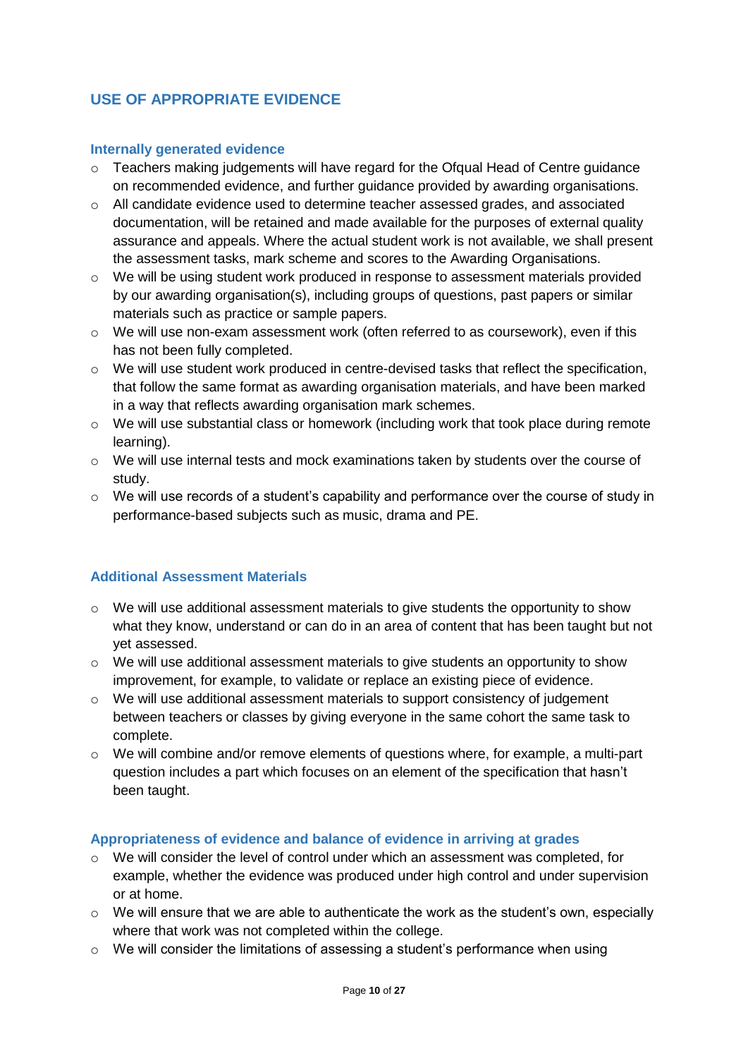## USE OF APPROPRIATE EVIDENCE

### Internally generated evidence

- Teachers making judgements will have regard for the Ofqual Head of Centre guidance on recommended evidence, and further guidance provided by awarding organisations.
- All candidate evidence used to determine teacher assessed grades, and associated documentation, will be retained and made available for the purposes of external quality assurance and appeals. Where the actual student work is not available, we shall present the assessment tasks, mark scheme and scores to the Awarding Organisations.
- We will be using student work produced in response to assessment materials provided by our awarding organisation(s), including groups of questions, past papers or similar materials such as practice or sample papers.
- We will use non-exam assessment work (often referred to as coursework), even if this has not been fully completed.
- We will use student work produced in centre-devised tasks that reflect the specification, that follow the same format as awarding organisation materials, and have been marked in a way that reflects awarding organisation mark schemes.
- We will use substantial class or homework (including work that took place during remote learning).
- We will use internal tests and mock examinations taken by students over the course of study.
- We will use records of a student's capability and performance over the course of study in performance-based subjects such as music, drama and PE.

### Additional Assessment Materials

- We will use additional assessment materials to give students the opportunity to show what they know, understand or can do in an area of content that has been taught but not yet assessed.
- We will use additional assessment materials to give students an opportunity to show improvement, for example, to validate or replace an existing piece of evidence.
- We will use additional assessment materials to support consistency of judgement between teachers or classes by giving everyone in the same cohort the same task to complete.
- We will combine and/or remove elements of questions where, for example, a multi-part question includes a part which focuses on an element of the specification that hasn't been taught.

### Appropriateness of evidence and balance of evidence in arriving at grades

- We will consider the level of control under which an assessment was completed, for example, whether the evidence was produced under high control and under supervision or at home.
- We will ensure that we are able to authenticate the work as the student's own, especially where that work was not completed within the college.
- We will consider the limitations of assessing a student's performance when using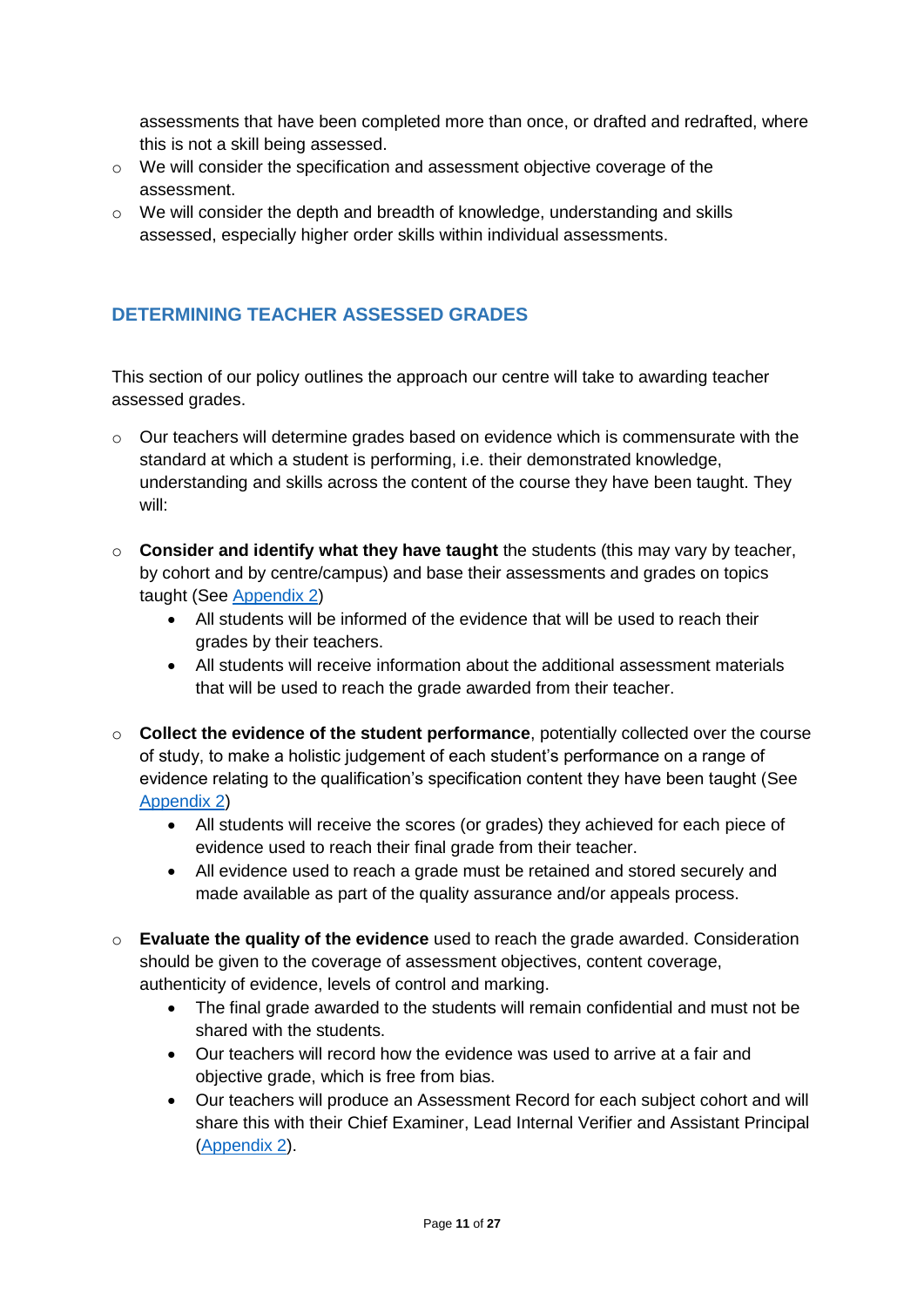assessments that have been completed more than once, or drafted and redrafted, where this is not a skill being assessed.

- We will consider the specification and assessment objective coverage of the assessment.
- We will consider the depth and breadth of knowledge, understanding and skills assessed, especially higher order skills within individual assessments.

## DETERMINING TEACHER ASSESSED GRADES

This section of our policy outlines the approach our centre will take to awarding teacher assessed grades.

- Our teachers will determine grades based on evidence which is commensurate with the standard at which a student is performing, i.e. their demonstrated knowledge, understanding and skills across the content of the course they have been taught. They will:

- **Consider and identify what they have taught** the students (this may vary by teacher, by cohort and by centre/campus) and base their assessments and grades on topics taught (See Appendix 2)
  - All students will be informed of the evidence that will be used to reach their grades by their teachers.
  - All students will receive information about the additional assessment materials that will be used to reach the grade awarded from their teacher.

- **Collect the evidence of the student performance**, potentially collected over the course of study, to make a holistic judgement of each student's performance on a range of evidence relating to the qualification's specification content they have been taught (See Appendix 2)
  - All students will receive the scores (or grades) they achieved for each piece of evidence used to reach their final grade from their teacher.
  - All evidence used to reach a grade must be retained and stored securely and made available as part of the quality assurance and/or appeals process.

- **Evaluate the quality of the evidence** used to reach the grade awarded. Consideration should be given to the coverage of assessment objectives, content coverage, authenticity of evidence, levels of control and marking.
  - The final grade awarded to the students will remain confidential and must not be shared with the students.
  - Our teachers will record how the evidence was used to arrive at a fair and objective grade, which is free from bias.
  - Our teachers will produce an Assessment Record for each subject cohort and will share this with their Chief Examiner, Lead Internal Verifier and Assistant Principal (Appendix 2).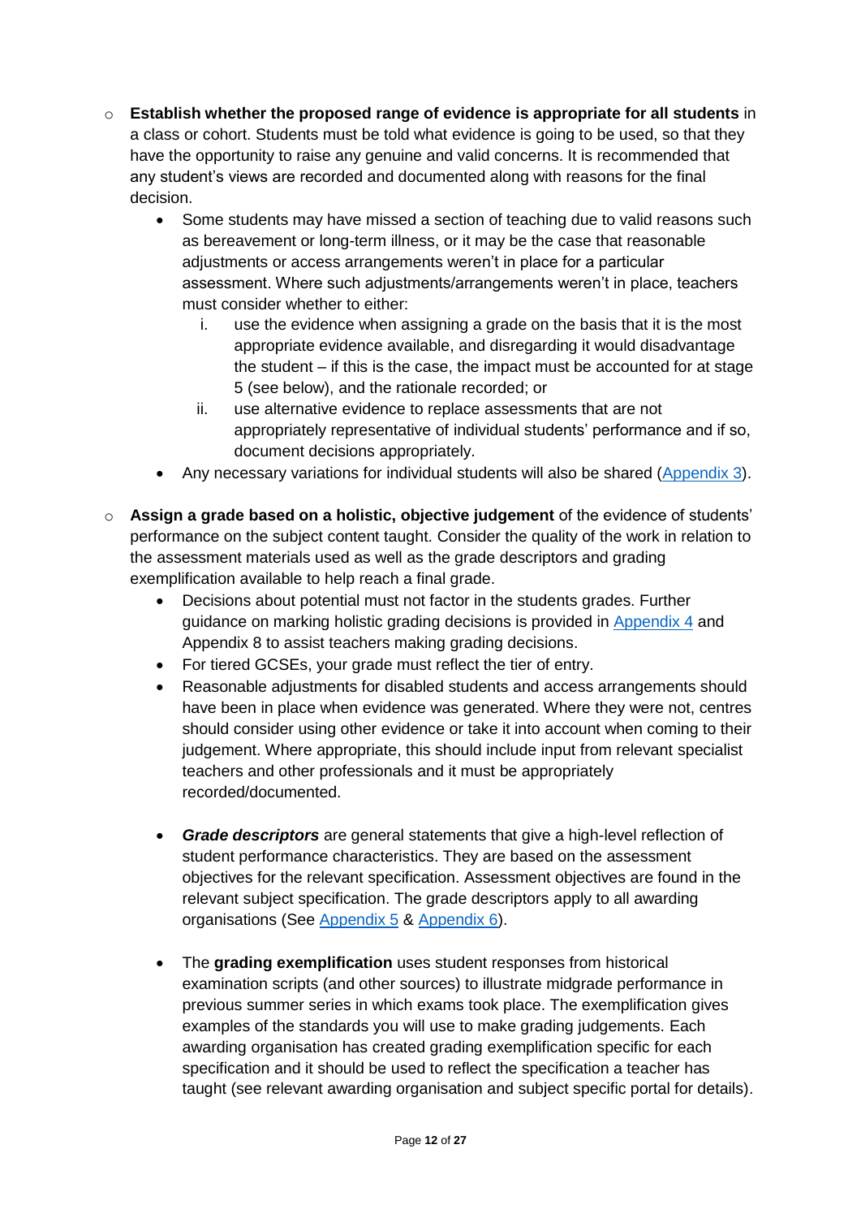- **Establish whether the proposed range of evidence is appropriate for all students** in a class or cohort. Students must be told what evidence is going to be used, so that they have the opportunity to raise any genuine and valid concerns. It is recommended that any student's views are recorded and documented along with reasons for the final decision.
  - Some students may have missed a section of teaching due to valid reasons such as bereavement or long-term illness, or it may be the case that reasonable adjustments or access arrangements weren't in place for a particular assessment. Where such adjustments/arrangements weren't in place, teachers must consider whether to either:
    1. use the evidence when assigning a grade on the basis that it is the most appropriate evidence available, and disregarding it would disadvantage the student – if this is the case, the impact must be accounted for at stage 5 (see below), and the rationale recorded; or
    2. use alternative evidence to replace assessments that are not appropriately representative of individual students' performance and if so, document decisions appropriately.
  - Any necessary variations for individual students will also be shared (Appendix 3).

- **Assign a grade based on a holistic, objective judgement** of the evidence of students' performance on the subject content taught. Consider the quality of the work in relation to the assessment materials used as well as the grade descriptors and grading exemplification available to help reach a final grade.
  - Decisions about potential must not factor in the students grades. Further guidance on marking holistic grading decisions is provided in Appendix 4 and Appendix 8 to assist teachers making grading decisions.
  - For tiered GCSEs, your grade must reflect the tier of entry.
  - Reasonable adjustments for disabled students and access arrangements should have been in place when evidence was generated. Where they were not, centres should consider using other evidence or take it into account when coming to their judgement. Where appropriate, this should include input from relevant specialist teachers and other professionals and it must be appropriately recorded/documented.

  - ***Grade descriptors*** are general statements that give a high-level reflection of student performance characteristics. They are based on the assessment objectives for the relevant specification. Assessment objectives are found in the relevant subject specification. The grade descriptors apply to all awarding organisations (See Appendix 5 & Appendix 6).

  - The **grading exemplification** uses student responses from historical examination scripts (and other sources) to illustrate midgrade performance in previous summer series in which exams took place. The exemplification gives examples of the standards you will use to make grading judgements. Each awarding organisation has created grading exemplification specific for each specification and it should be used to reflect the specification a teacher has taught (see relevant awarding organisation and subject specific portal for details).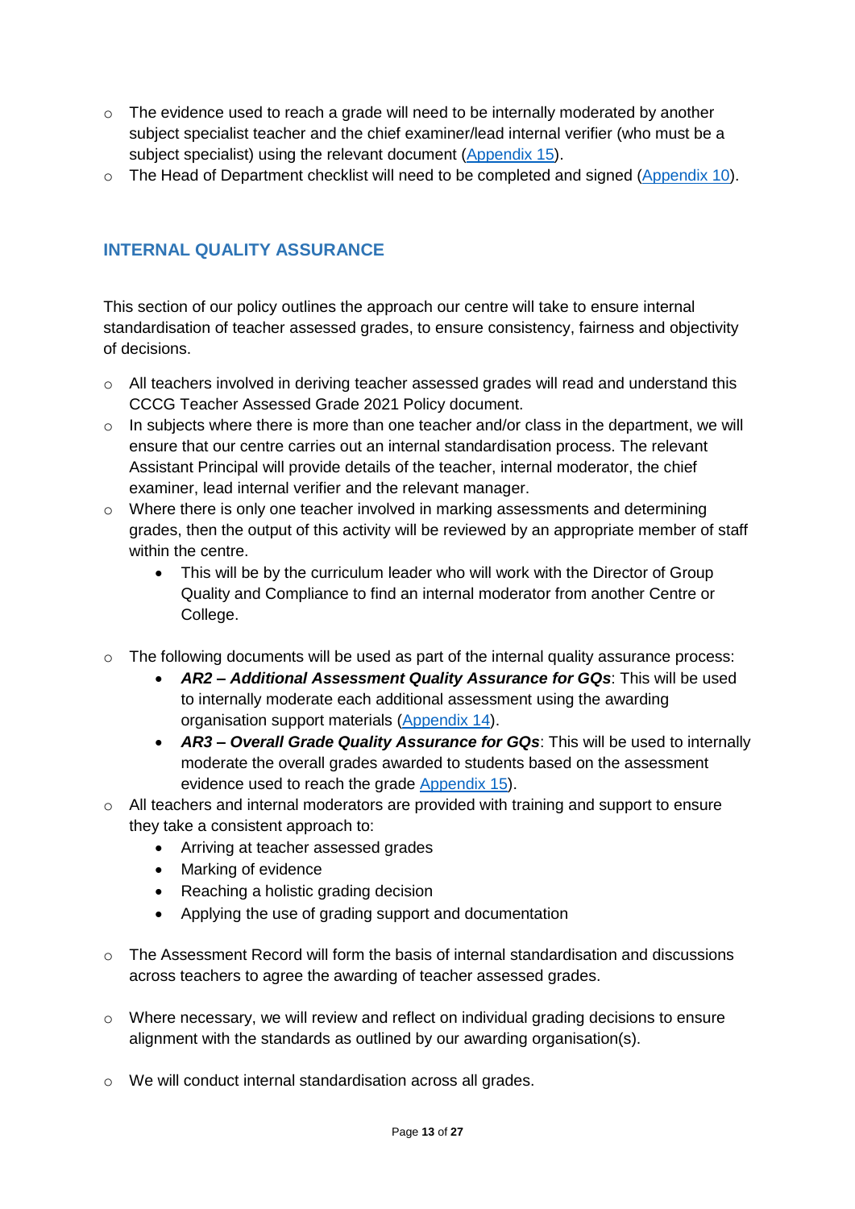- The evidence used to reach a grade will need to be internally moderated by another subject specialist teacher and the chief examiner/lead internal verifier (who must be a subject specialist) using the relevant document (Appendix 15).
- The Head of Department checklist will need to be completed and signed (Appendix 10).

## INTERNAL QUALITY ASSURANCE

This section of our policy outlines the approach our centre will take to ensure internal standardisation of teacher assessed grades, to ensure consistency, fairness and objectivity of decisions.

- All teachers involved in deriving teacher assessed grades will read and understand this CCCG Teacher Assessed Grade 2021 Policy document.
- In subjects where there is more than one teacher and/or class in the department, we will ensure that our centre carries out an internal standardisation process. The relevant Assistant Principal will provide details of the teacher, internal moderator, the chief examiner, lead internal verifier and the relevant manager.
- Where there is only one teacher involved in marking assessments and determining grades, then the output of this activity will be reviewed by an appropriate member of staff within the centre.
    - This will be by the curriculum leader who will work with the Director of Group Quality and Compliance to find an internal moderator from another Centre or College.
- The following documents will be used as part of the internal quality assurance process:
    - ***AR2 – Additional Assessment Quality Assurance for GQs***: This will be used to internally moderate each additional assessment using the awarding organisation support materials (Appendix 14).
    - ***AR3 – Overall Grade Quality Assurance for GQs***: This will be used to internally moderate the overall grades awarded to students based on the assessment evidence used to reach the grade Appendix 15).
- All teachers and internal moderators are provided with training and support to ensure they take a consistent approach to:
    - Arriving at teacher assessed grades
    - Marking of evidence
    - Reaching a holistic grading decision
    - Applying the use of grading support and documentation
- The Assessment Record will form the basis of internal standardisation and discussions across teachers to agree the awarding of teacher assessed grades.
- Where necessary, we will review and reflect on individual grading decisions to ensure alignment with the standards as outlined by our awarding organisation(s).
- We will conduct internal standardisation across all grades.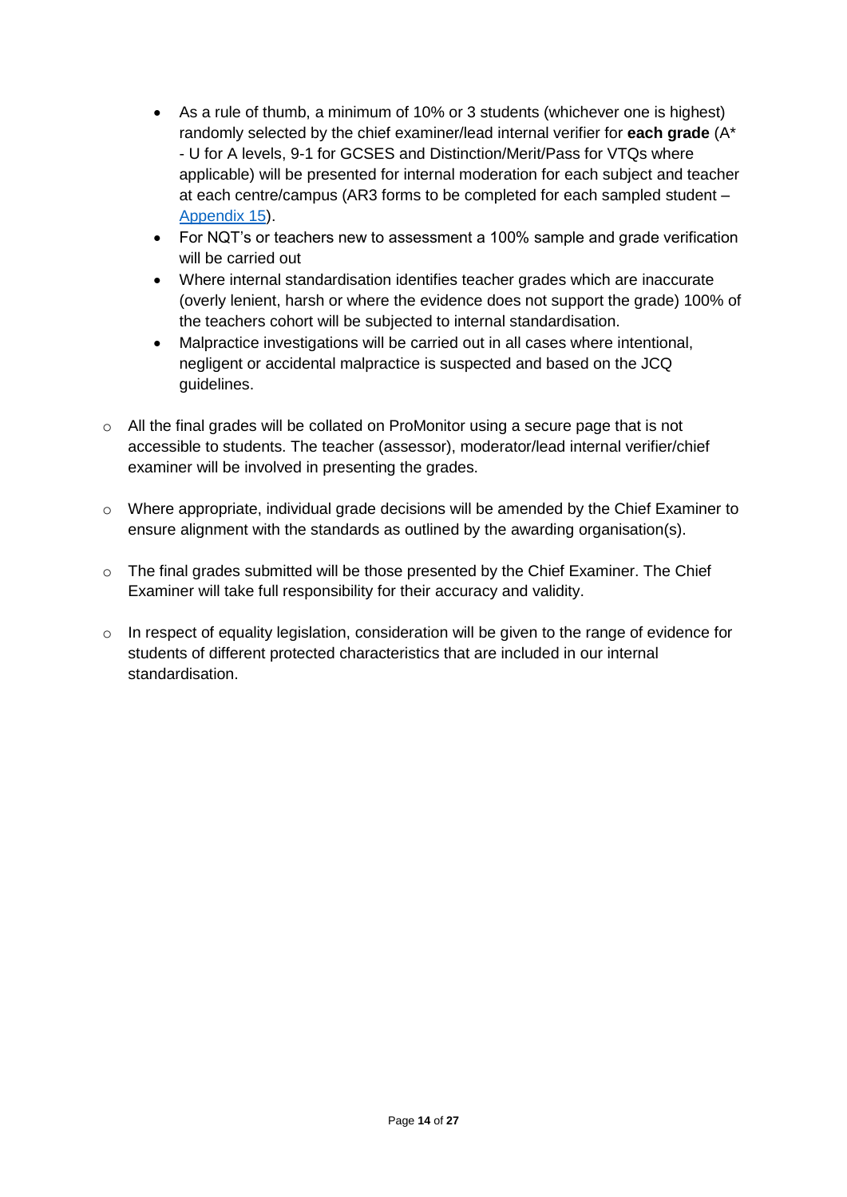- As a rule of thumb, a minimum of 10% or 3 students (whichever one is highest) randomly selected by the chief examiner/lead internal verifier for **each grade** (A* - U for A levels, 9-1 for GCSES and Distinction/Merit/Pass for VTQs where applicable) will be presented for internal moderation for each subject and teacher at each centre/campus (AR3 forms to be completed for each sampled student – Appendix 15).
  - For NQT's or teachers new to assessment a 100% sample and grade verification will be carried out
  - Where internal standardisation identifies teacher grades which are inaccurate (overly lenient, harsh or where the evidence does not support the grade) 100% of the teachers cohort will be subjected to internal standardisation.
  - Malpractice investigations will be carried out in all cases where intentional, negligent or accidental malpractice is suspected and based on the JCQ guidelines.

- All the final grades will be collated on ProMonitor using a secure page that is not accessible to students. The teacher (assessor), moderator/lead internal verifier/chief examiner will be involved in presenting the grades.

- Where appropriate, individual grade decisions will be amended by the Chief Examiner to ensure alignment with the standards as outlined by the awarding organisation(s).

- The final grades submitted will be those presented by the Chief Examiner. The Chief Examiner will take full responsibility for their accuracy and validity.

- In respect of equality legislation, consideration will be given to the range of evidence for students of different protected characteristics that are included in our internal standardisation.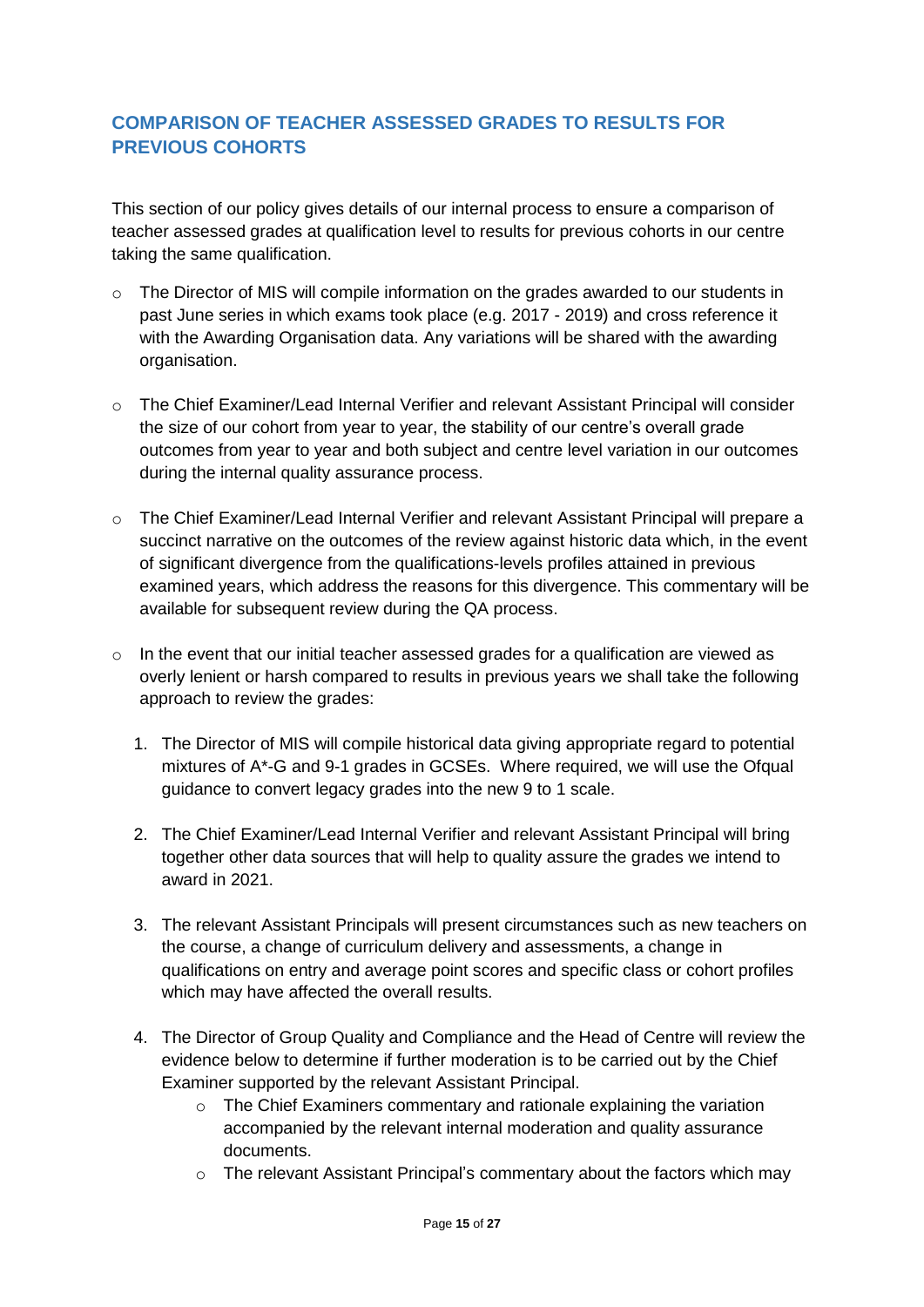## COMPARISON OF TEACHER ASSESSED GRADES TO RESULTS FOR PREVIOUS COHORTS

This section of our policy gives details of our internal process to ensure a comparison of teacher assessed grades at qualification level to results for previous cohorts in our centre taking the same qualification.

- The Director of MIS will compile information on the grades awarded to our students in past June series in which exams took place (e.g. 2017 - 2019) and cross reference it with the Awarding Organisation data. Any variations will be shared with the awarding organisation.
- The Chief Examiner/Lead Internal Verifier and relevant Assistant Principal will consider the size of our cohort from year to year, the stability of our centre's overall grade outcomes from year to year and both subject and centre level variation in our outcomes during the internal quality assurance process.
- The Chief Examiner/Lead Internal Verifier and relevant Assistant Principal will prepare a succinct narrative on the outcomes of the review against historic data which, in the event of significant divergence from the qualifications-levels profiles attained in previous examined years, which address the reasons for this divergence. This commentary will be available for subsequent review during the QA process.
- In the event that our initial teacher assessed grades for a qualification are viewed as overly lenient or harsh compared to results in previous years we shall take the following approach to review the grades:
  1. The Director of MIS will compile historical data giving appropriate regard to potential mixtures of A*-G and 9-1 grades in GCSEs. Where required, we will use the Ofqual guidance to convert legacy grades into the new 9 to 1 scale.
  2. The Chief Examiner/Lead Internal Verifier and relevant Assistant Principal will bring together other data sources that will help to quality assure the grades we intend to award in 2021.
  3. The relevant Assistant Principals will present circumstances such as new teachers on the course, a change of curriculum delivery and assessments, a change in qualifications on entry and average point scores and specific class or cohort profiles which may have affected the overall results.
  4. The Director of Group Quality and Compliance and the Head of Centre will review the evidence below to determine if further moderation is to be carried out by the Chief Examiner supported by the relevant Assistant Principal.
     - The Chief Examiners commentary and rationale explaining the variation accompanied by the relevant internal moderation and quality assurance documents.
     - The relevant Assistant Principal's commentary about the factors which may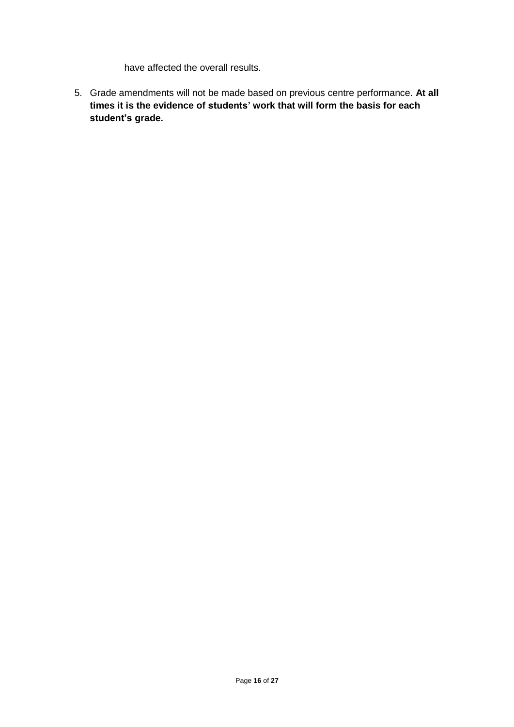have affected the overall results.

5. Grade amendments will not be made based on previous centre performance. **At all times it is the evidence of students' work that will form the basis for each student's grade.**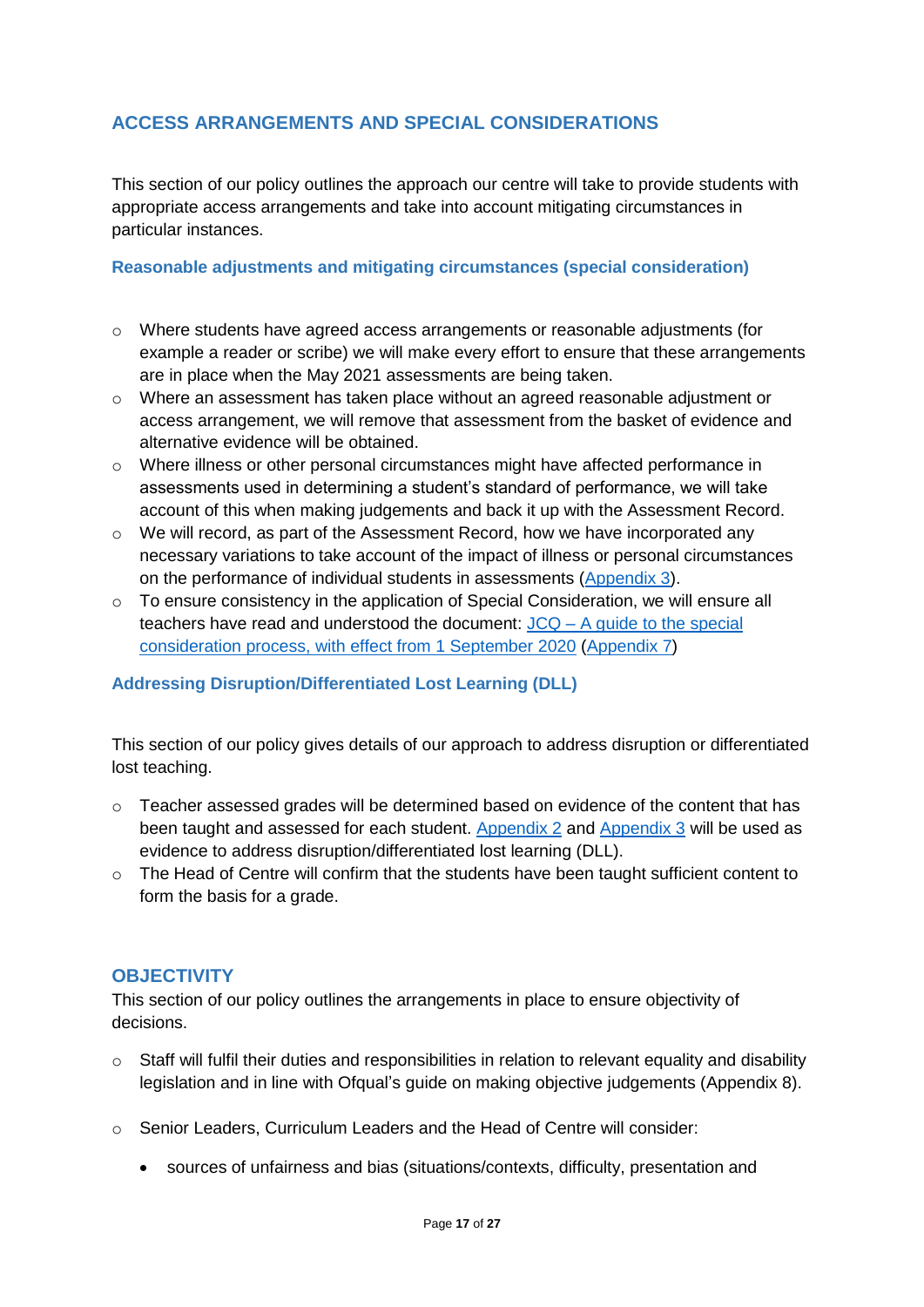## ACCESS ARRANGEMENTS AND SPECIAL CONSIDERATIONS

This section of our policy outlines the approach our centre will take to provide students with appropriate access arrangements and take into account mitigating circumstances in particular instances.

### Reasonable adjustments and mitigating circumstances (special consideration)

- Where students have agreed access arrangements or reasonable adjustments (for example a reader or scribe) we will make every effort to ensure that these arrangements are in place when the May 2021 assessments are being taken.
- Where an assessment has taken place without an agreed reasonable adjustment or access arrangement, we will remove that assessment from the basket of evidence and alternative evidence will be obtained.
- Where illness or other personal circumstances might have affected performance in assessments used in determining a student's standard of performance, we will take account of this when making judgements and back it up with the Assessment Record.
- We will record, as part of the Assessment Record, how we have incorporated any necessary variations to take account of the impact of illness or personal circumstances on the performance of individual students in assessments (Appendix 3).
- To ensure consistency in the application of Special Consideration, we will ensure all teachers have read and understood the document: JCQ – A guide to the special consideration process, with effect from 1 September 2020 (Appendix 7)

### Addressing Disruption/Differentiated Lost Learning (DLL)

This section of our policy gives details of our approach to address disruption or differentiated lost teaching.

- Teacher assessed grades will be determined based on evidence of the content that has been taught and assessed for each student. Appendix 2 and Appendix 3 will be used as evidence to address disruption/differentiated lost learning (DLL).
- The Head of Centre will confirm that the students have been taught sufficient content to form the basis for a grade.

## OBJECTIVITY

This section of our policy outlines the arrangements in place to ensure objectivity of decisions.

- Staff will fulfil their duties and responsibilities in relation to relevant equality and disability legislation and in line with Ofqual's guide on making objective judgements (Appendix 8).
- Senior Leaders, Curriculum Leaders and the Head of Centre will consider:
  - sources of unfairness and bias (situations/contexts, difficulty, presentation and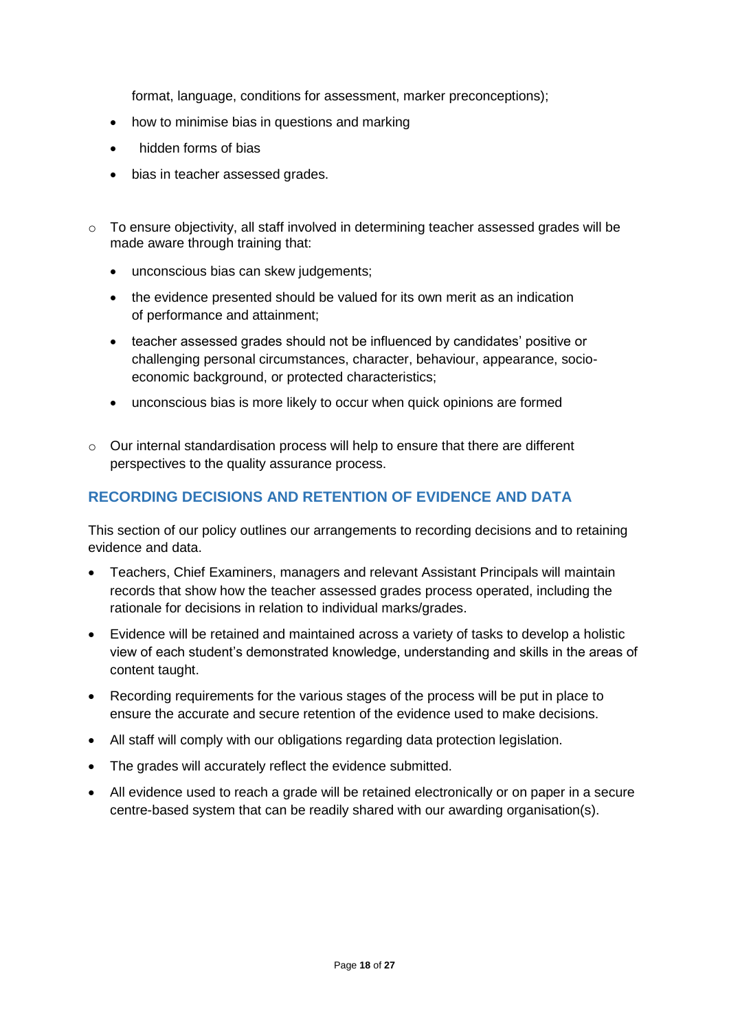format, language, conditions for assessment, marker preconceptions);

  - how to minimise bias in questions and marking
  - hidden forms of bias
  - bias in teacher assessed grades.

- To ensure objectivity, all staff involved in determining teacher assessed grades will be made aware through training that:
  - unconscious bias can skew judgements;
  - the evidence presented should be valued for its own merit as an indication of performance and attainment;
  - teacher assessed grades should not be influenced by candidates' positive or challenging personal circumstances, character, behaviour, appearance, socio-economic background, or protected characteristics;
  - unconscious bias is more likely to occur when quick opinions are formed

- Our internal standardisation process will help to ensure that there are different perspectives to the quality assurance process.

## RECORDING DECISIONS AND RETENTION OF EVIDENCE AND DATA

This section of our policy outlines our arrangements to recording decisions and to retaining evidence and data.

- Teachers, Chief Examiners, managers and relevant Assistant Principals will maintain records that show how the teacher assessed grades process operated, including the rationale for decisions in relation to individual marks/grades.
- Evidence will be retained and maintained across a variety of tasks to develop a holistic view of each student's demonstrated knowledge, understanding and skills in the areas of content taught.
- Recording requirements for the various stages of the process will be put in place to ensure the accurate and secure retention of the evidence used to make decisions.
- All staff will comply with our obligations regarding data protection legislation.
- The grades will accurately reflect the evidence submitted.
- All evidence used to reach a grade will be retained electronically or on paper in a secure centre-based system that can be readily shared with our awarding organisation(s).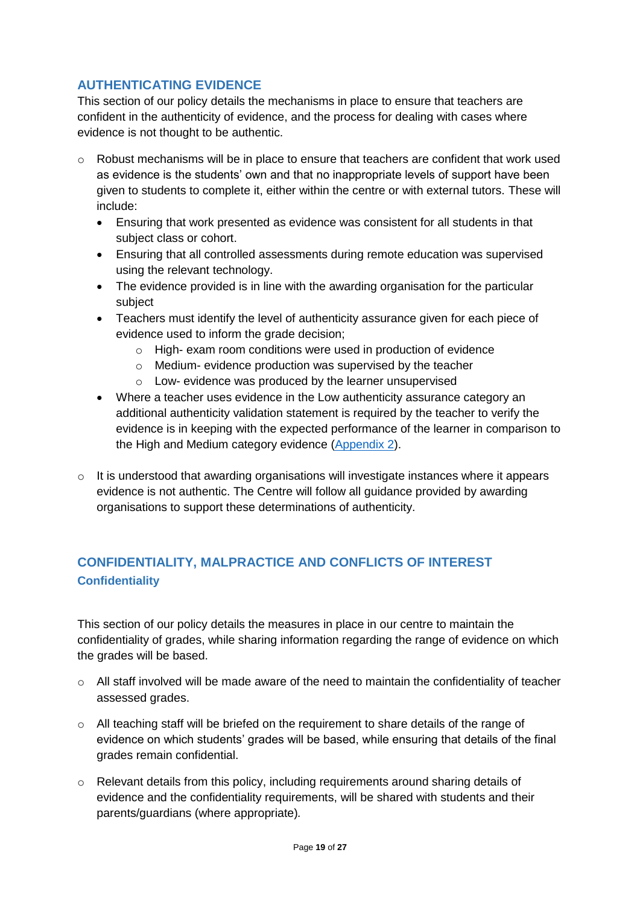## AUTHENTICATING EVIDENCE

This section of our policy details the mechanisms in place to ensure that teachers are confident in the authenticity of evidence, and the process for dealing with cases where evidence is not thought to be authentic.

- Robust mechanisms will be in place to ensure that teachers are confident that work used as evidence is the students' own and that no inappropriate levels of support have been given to students to complete it, either within the centre or with external tutors. These will include:
  - Ensuring that work presented as evidence was consistent for all students in that subject class or cohort.
  - Ensuring that all controlled assessments during remote education was supervised using the relevant technology.
  - The evidence provided is in line with the awarding organisation for the particular subject
  - Teachers must identify the level of authenticity assurance given for each piece of evidence used to inform the grade decision;
    - High- exam room conditions were used in production of evidence
    - Medium- evidence production was supervised by the teacher
    - Low- evidence was produced by the learner unsupervised
  - Where a teacher uses evidence in the Low authenticity assurance category an additional authenticity validation statement is required by the teacher to verify the evidence is in keeping with the expected performance of the learner in comparison to the High and Medium category evidence (Appendix 2).

- It is understood that awarding organisations will investigate instances where it appears evidence is not authentic. The Centre will follow all guidance provided by awarding organisations to support these determinations of authenticity.

## CONFIDENTIALITY, MALPRACTICE AND CONFLICTS OF INTEREST

### Confidentiality

This section of our policy details the measures in place in our centre to maintain the confidentiality of grades, while sharing information regarding the range of evidence on which the grades will be based.

- All staff involved will be made aware of the need to maintain the confidentiality of teacher assessed grades.

- All teaching staff will be briefed on the requirement to share details of the range of evidence on which students' grades will be based, while ensuring that details of the final grades remain confidential.

- Relevant details from this policy, including requirements around sharing details of evidence and the confidentiality requirements, will be shared with students and their parents/guardians (where appropriate).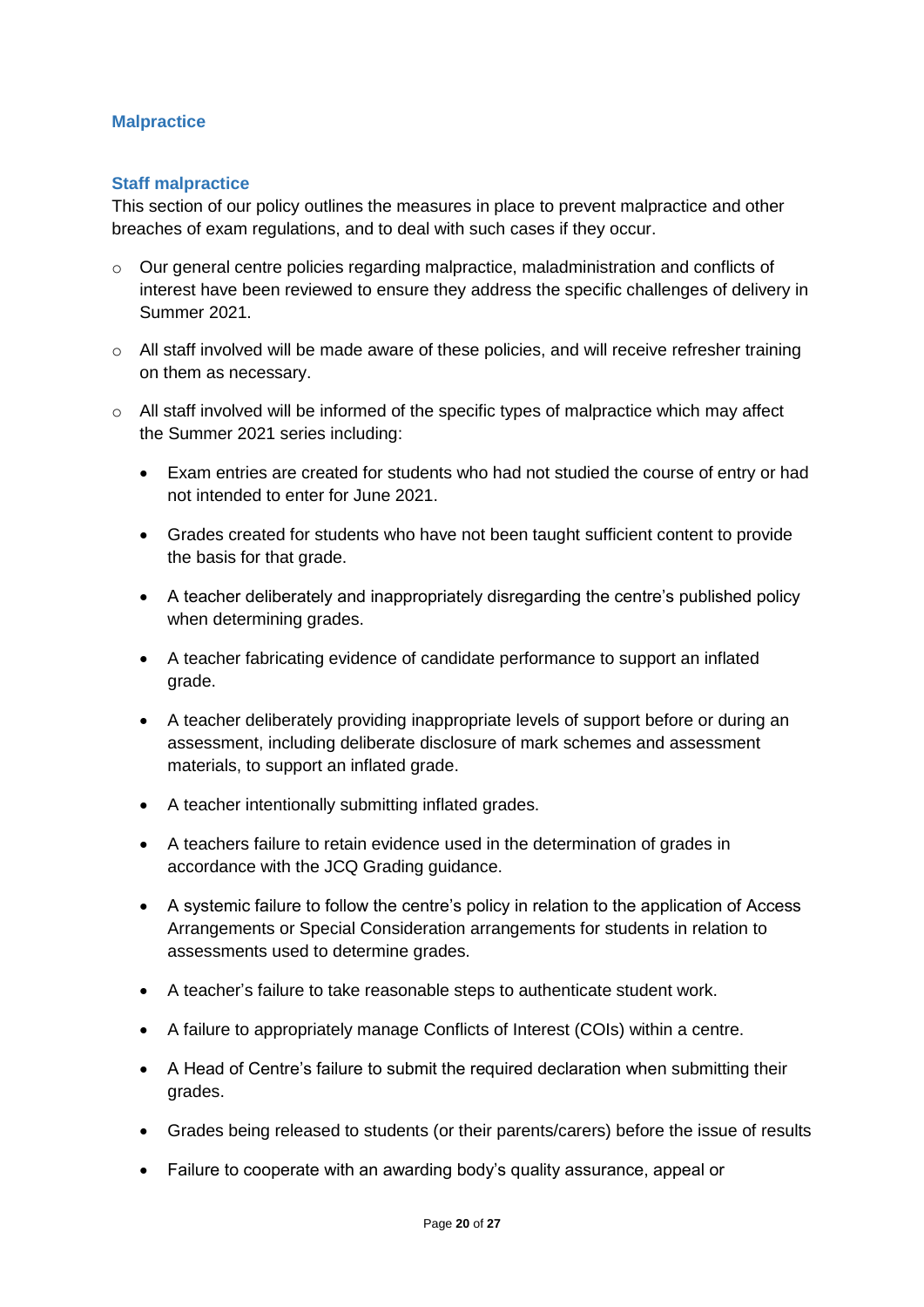## Malpractice

### Staff malpractice

This section of our policy outlines the measures in place to prevent malpractice and other breaches of exam regulations, and to deal with such cases if they occur.

- Our general centre policies regarding malpractice, maladministration and conflicts of interest have been reviewed to ensure they address the specific challenges of delivery in Summer 2021.
- All staff involved will be made aware of these policies, and will receive refresher training on them as necessary.
- All staff involved will be informed of the specific types of malpractice which may affect the Summer 2021 series including:
  - Exam entries are created for students who had not studied the course of entry or had not intended to enter for June 2021.
  - Grades created for students who have not been taught sufficient content to provide the basis for that grade.
  - A teacher deliberately and inappropriately disregarding the centre's published policy when determining grades.
  - A teacher fabricating evidence of candidate performance to support an inflated grade.
  - A teacher deliberately providing inappropriate levels of support before or during an assessment, including deliberate disclosure of mark schemes and assessment materials, to support an inflated grade.
  - A teacher intentionally submitting inflated grades.
  - A teachers failure to retain evidence used in the determination of grades in accordance with the JCQ Grading guidance.
  - A systemic failure to follow the centre's policy in relation to the application of Access Arrangements or Special Consideration arrangements for students in relation to assessments used to determine grades.
  - A teacher's failure to take reasonable steps to authenticate student work.
  - A failure to appropriately manage Conflicts of Interest (COIs) within a centre.
  - A Head of Centre's failure to submit the required declaration when submitting their grades.
  - Grades being released to students (or their parents/carers) before the issue of results
  - Failure to cooperate with an awarding body's quality assurance, appeal or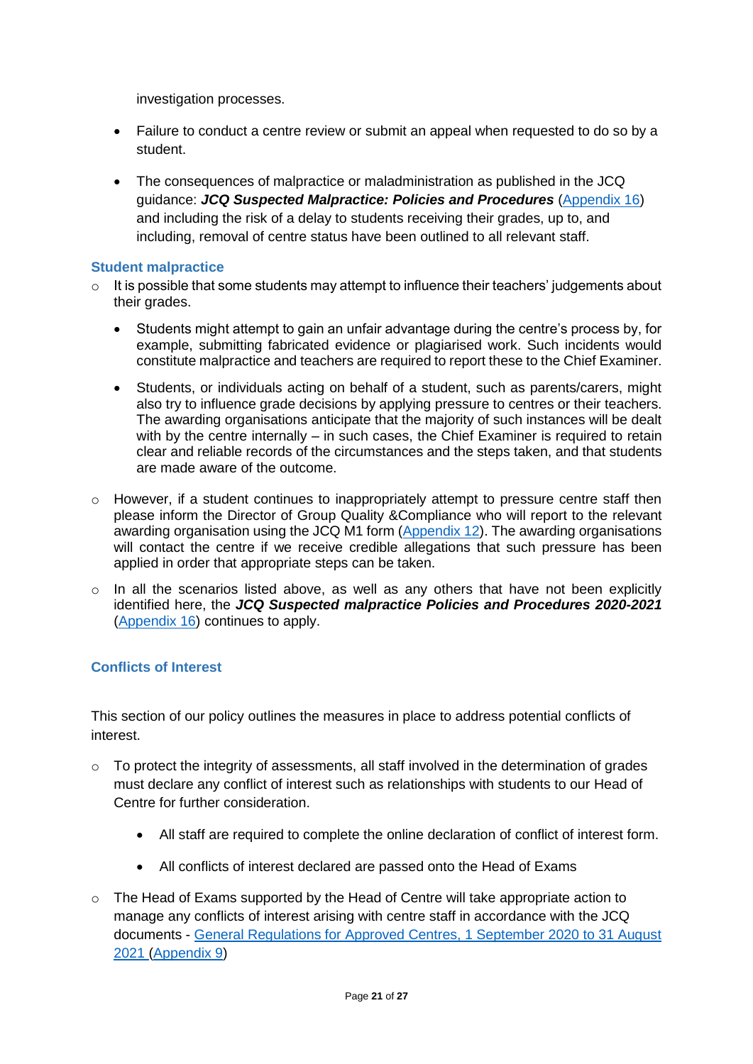investigation processes.

- Failure to conduct a centre review or submit an appeal when requested to do so by a student.

- The consequences of malpractice or maladministration as published in the JCQ guidance: ***JCQ Suspected Malpractice: Policies and Procedures*** (Appendix 16) and including the risk of a delay to students receiving their grades, up to, and including, removal of centre status have been outlined to all relevant staff.

### Student malpractice

- It is possible that some students may attempt to influence their teachers' judgements about their grades.

    - Students might attempt to gain an unfair advantage during the centre's process by, for example, submitting fabricated evidence or plagiarised work. Such incidents would constitute malpractice and teachers are required to report these to the Chief Examiner.

    - Students, or individuals acting on behalf of a student, such as parents/carers, might also try to influence grade decisions by applying pressure to centres or their teachers. The awarding organisations anticipate that the majority of such instances will be dealt with by the centre internally – in such cases, the Chief Examiner is required to retain clear and reliable records of the circumstances and the steps taken, and that students are made aware of the outcome.

- However, if a student continues to inappropriately attempt to pressure centre staff then please inform the Director of Group Quality &Compliance who will report to the relevant awarding organisation using the JCQ M1 form (Appendix 12). The awarding organisations will contact the centre if we receive credible allegations that such pressure has been applied in order that appropriate steps can be taken.

- In all the scenarios listed above, as well as any others that have not been explicitly identified here, the ***JCQ Suspected malpractice Policies and Procedures 2020-2021*** (Appendix 16) continues to apply.

### Conflicts of Interest

This section of our policy outlines the measures in place to address potential conflicts of interest.

- To protect the integrity of assessments, all staff involved in the determination of grades must declare any conflict of interest such as relationships with students to our Head of Centre for further consideration.

    - All staff are required to complete the online declaration of conflict of interest form.

    - All conflicts of interest declared are passed onto the Head of Exams

- The Head of Exams supported by the Head of Centre will take appropriate action to manage any conflicts of interest arising with centre staff in accordance with the JCQ documents - General Regulations for Approved Centres, 1 September 2020 to 31 August 2021 (Appendix 9)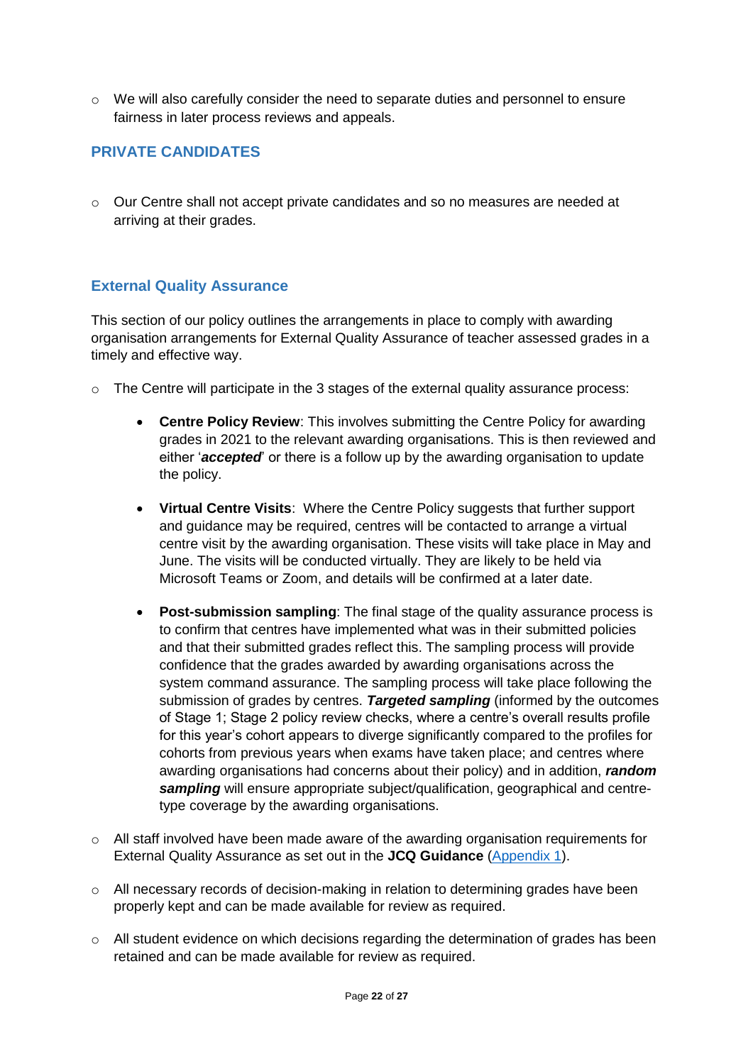- We will also carefully consider the need to separate duties and personnel to ensure fairness in later process reviews and appeals.

## PRIVATE CANDIDATES

- Our Centre shall not accept private candidates and so no measures are needed at arriving at their grades.

## External Quality Assurance

This section of our policy outlines the arrangements in place to comply with awarding organisation arrangements for External Quality Assurance of teacher assessed grades in a timely and effective way.

- The Centre will participate in the 3 stages of the external quality assurance process:
    - **Centre Policy Review**: This involves submitting the Centre Policy for awarding grades in 2021 to the relevant awarding organisations. This is then reviewed and either '***accepted***' or there is a follow up by the awarding organisation to update the policy.
    - **Virtual Centre Visits**: Where the Centre Policy suggests that further support and guidance may be required, centres will be contacted to arrange a virtual centre visit by the awarding organisation. These visits will take place in May and June. The visits will be conducted virtually. They are likely to be held via Microsoft Teams or Zoom, and details will be confirmed at a later date.
    - **Post-submission sampling**: The final stage of the quality assurance process is to confirm that centres have implemented what was in their submitted policies and that their submitted grades reflect this. The sampling process will provide confidence that the grades awarded by awarding organisations across the system command assurance. The sampling process will take place following the submission of grades by centres. ***Targeted sampling*** (informed by the outcomes of Stage 1; Stage 2 policy review checks, where a centre's overall results profile for this year's cohort appears to diverge significantly compared to the profiles for cohorts from previous years when exams have taken place; and centres where awarding organisations had concerns about their policy) and in addition, ***random sampling*** will ensure appropriate subject/qualification, geographical and centre-type coverage by the awarding organisations.
- All staff involved have been made aware of the awarding organisation requirements for External Quality Assurance as set out in the **JCQ Guidance** (Appendix 1).
- All necessary records of decision-making in relation to determining grades have been properly kept and can be made available for review as required.
- All student evidence on which decisions regarding the determination of grades has been retained and can be made available for review as required.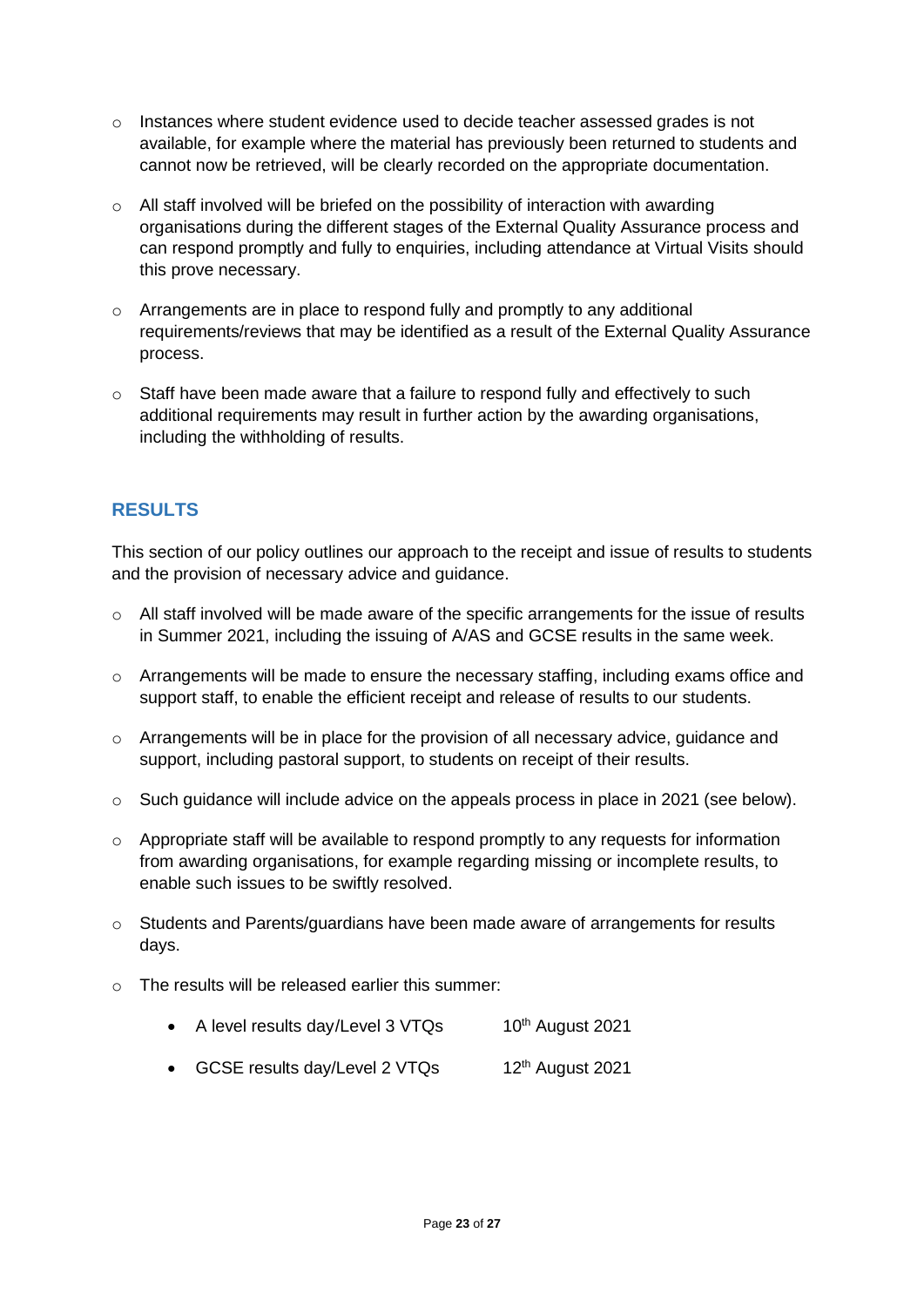- Instances where student evidence used to decide teacher assessed grades is not available, for example where the material has previously been returned to students and cannot now be retrieved, will be clearly recorded on the appropriate documentation.

- All staff involved will be briefed on the possibility of interaction with awarding organisations during the different stages of the External Quality Assurance process and can respond promptly and fully to enquiries, including attendance at Virtual Visits should this prove necessary.

- Arrangements are in place to respond fully and promptly to any additional requirements/reviews that may be identified as a result of the External Quality Assurance process.

- Staff have been made aware that a failure to respond fully and effectively to such additional requirements may result in further action by the awarding organisations, including the withholding of results.

## RESULTS

This section of our policy outlines our approach to the receipt and issue of results to students and the provision of necessary advice and guidance.

- All staff involved will be made aware of the specific arrangements for the issue of results in Summer 2021, including the issuing of A/AS and GCSE results in the same week.

- Arrangements will be made to ensure the necessary staffing, including exams office and support staff, to enable the efficient receipt and release of results to our students.

- Arrangements will be in place for the provision of all necessary advice, guidance and support, including pastoral support, to students on receipt of their results.

- Such guidance will include advice on the appeals process in place in 2021 (see below).

- Appropriate staff will be available to respond promptly to any requests for information from awarding organisations, for example regarding missing or incomplete results, to enable such issues to be swiftly resolved.

- Students and Parents/guardians have been made aware of arrangements for results days.

- The results will be released earlier this summer:

  - A level results day/Level 3 VTQs 10th August 2021
  - GCSE results day/Level 2 VTQs 12th August 2021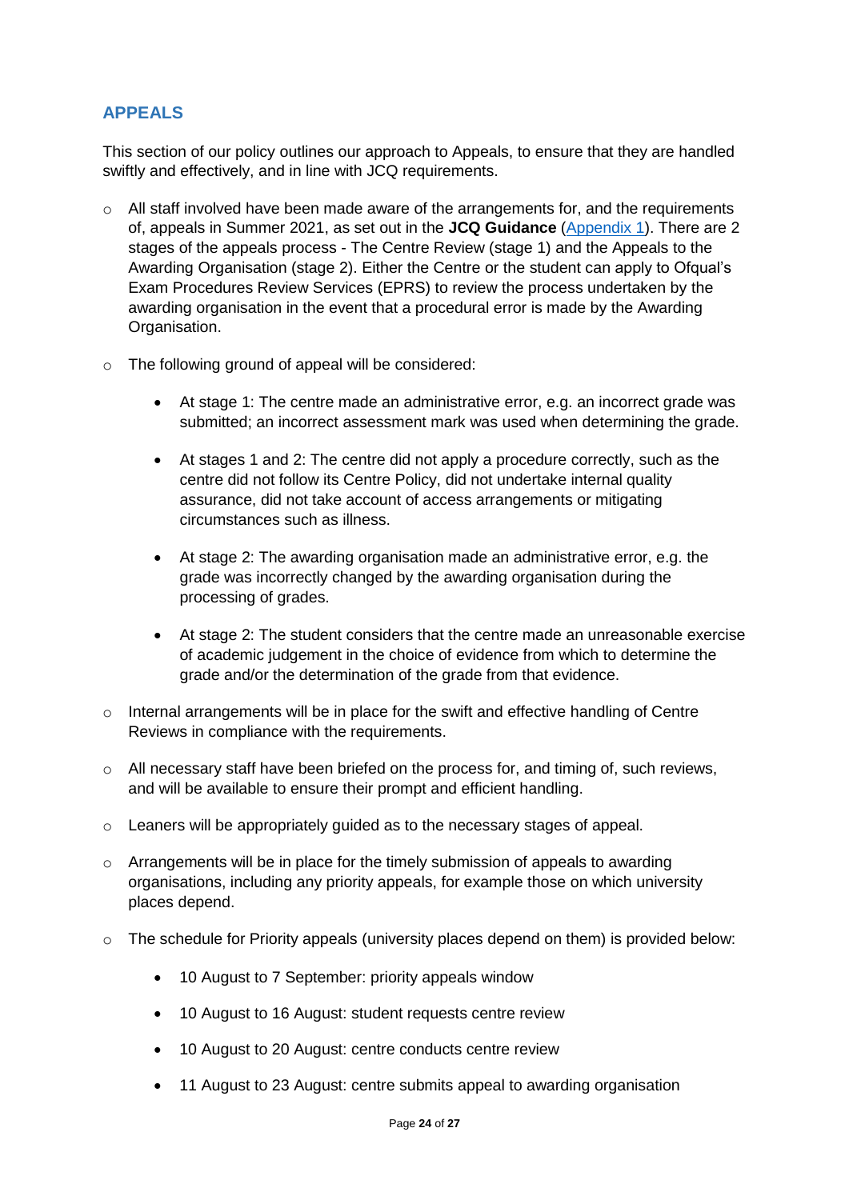## APPEALS

This section of our policy outlines our approach to Appeals, to ensure that they are handled swiftly and effectively, and in line with JCQ requirements.

- All staff involved have been made aware of the arrangements for, and the requirements of, appeals in Summer 2021, as set out in the **JCQ Guidance** (Appendix 1). There are 2 stages of the appeals process - The Centre Review (stage 1) and the Appeals to the Awarding Organisation (stage 2). Either the Centre or the student can apply to Ofqual's Exam Procedures Review Services (EPRS) to review the process undertaken by the awarding organisation in the event that a procedural error is made by the Awarding Organisation.
- The following ground of appeal will be considered:
  - At stage 1: The centre made an administrative error, e.g. an incorrect grade was submitted; an incorrect assessment mark was used when determining the grade.
  - At stages 1 and 2: The centre did not apply a procedure correctly, such as the centre did not follow its Centre Policy, did not undertake internal quality assurance, did not take account of access arrangements or mitigating circumstances such as illness.
  - At stage 2: The awarding organisation made an administrative error, e.g. the grade was incorrectly changed by the awarding organisation during the processing of grades.
  - At stage 2: The student considers that the centre made an unreasonable exercise of academic judgement in the choice of evidence from which to determine the grade and/or the determination of the grade from that evidence.
- Internal arrangements will be in place for the swift and effective handling of Centre Reviews in compliance with the requirements.
- All necessary staff have been briefed on the process for, and timing of, such reviews, and will be available to ensure their prompt and efficient handling.
- Leaners will be appropriately guided as to the necessary stages of appeal.
- Arrangements will be in place for the timely submission of appeals to awarding organisations, including any priority appeals, for example those on which university places depend.
- The schedule for Priority appeals (university places depend on them) is provided below:
  - 10 August to 7 September: priority appeals window
  - 10 August to 16 August: student requests centre review
  - 10 August to 20 August: centre conducts centre review
  - 11 August to 23 August: centre submits appeal to awarding organisation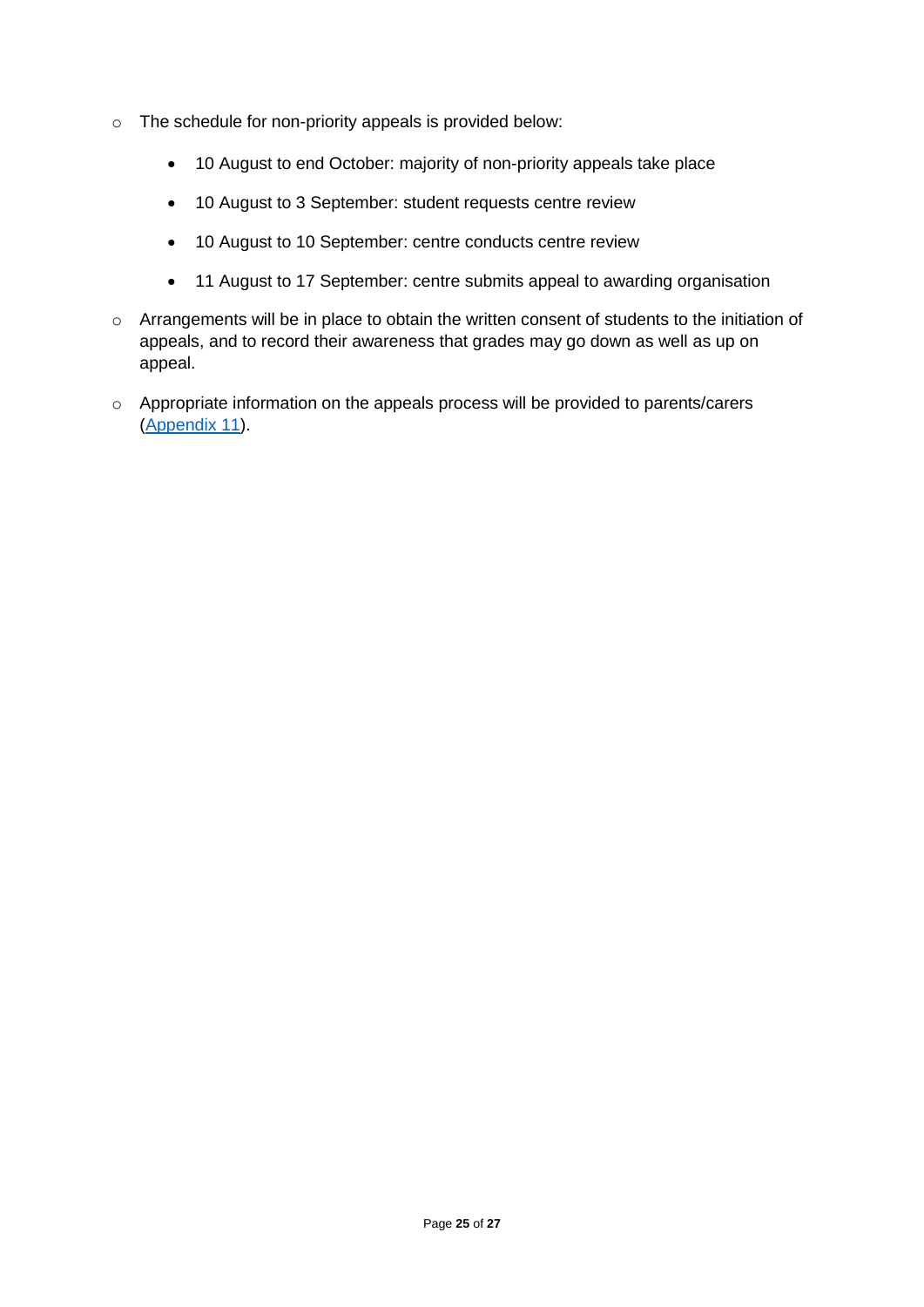- The schedule for non-priority appeals is provided below:
  - 10 August to end October: majority of non-priority appeals take place
  - 10 August to 3 September: student requests centre review
  - 10 August to 10 September: centre conducts centre review
  - 11 August to 17 September: centre submits appeal to awarding organisation
- Arrangements will be in place to obtain the written consent of students to the initiation of appeals, and to record their awareness that grades may go down as well as up on appeal.
- Appropriate information on the appeals process will be provided to parents/carers (Appendix 11).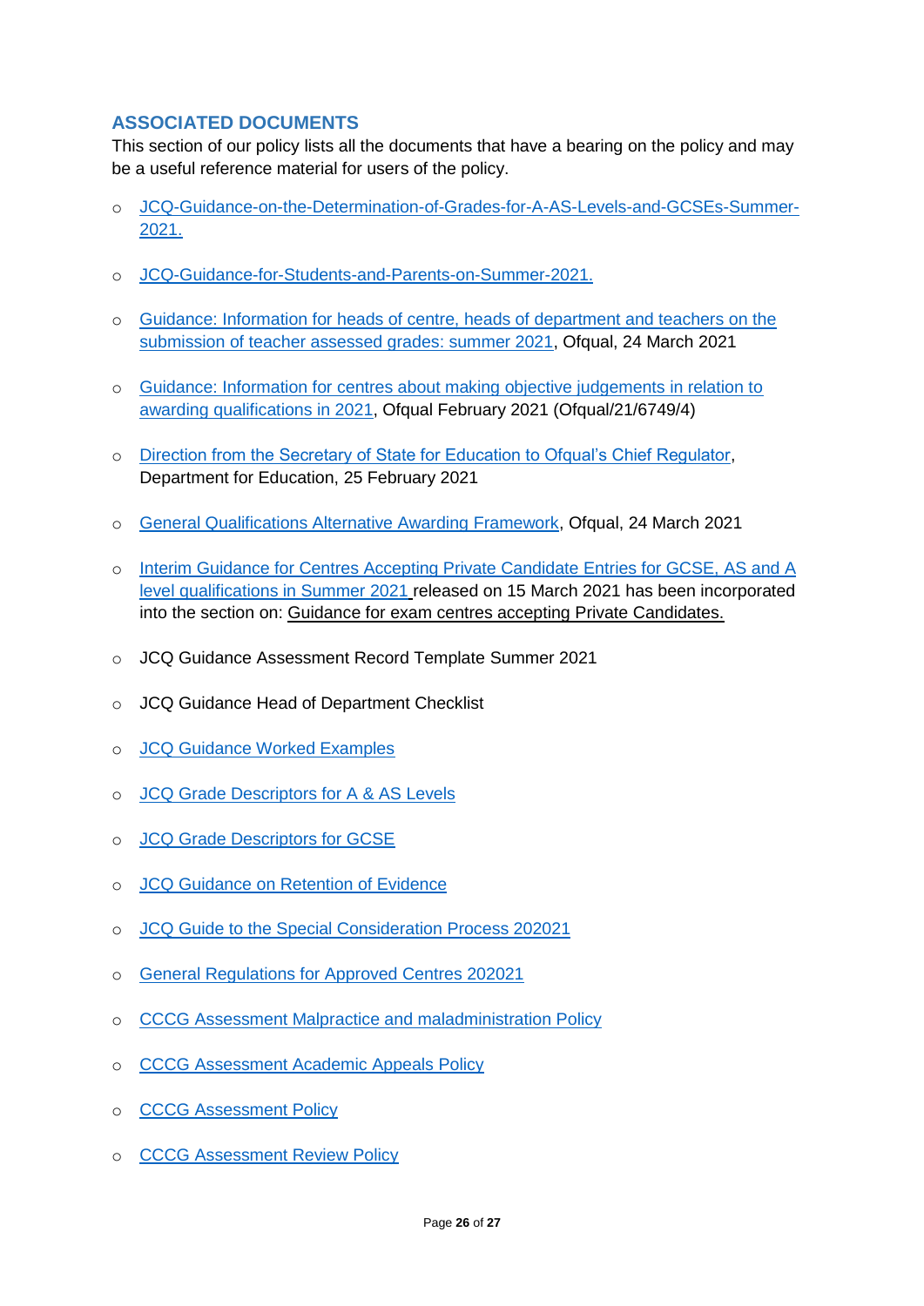## ASSOCIATED DOCUMENTS

This section of our policy lists all the documents that have a bearing on the policy and may be a useful reference material for users of the policy.

- JCQ-Guidance-on-the-Determination-of-Grades-for-A-AS-Levels-and-GCSEs-Summer-2021.
- JCQ-Guidance-for-Students-and-Parents-on-Summer-2021.
- Guidance: Information for heads of centre, heads of department and teachers on the submission of teacher assessed grades: summer 2021, Ofqual, 24 March 2021
- Guidance: Information for centres about making objective judgements in relation to awarding qualifications in 2021, Ofqual February 2021 (Ofqual/21/6749/4)
- Direction from the Secretary of State for Education to Ofqual's Chief Regulator, Department for Education, 25 February 2021
- General Qualifications Alternative Awarding Framework, Ofqual, 24 March 2021
- Interim Guidance for Centres Accepting Private Candidate Entries for GCSE, AS and A level qualifications in Summer 2021 released on 15 March 2021 has been incorporated into the section on: Guidance for exam centres accepting Private Candidates.
- JCQ Guidance Assessment Record Template Summer 2021
- JCQ Guidance Head of Department Checklist
- JCQ Guidance Worked Examples
- JCQ Grade Descriptors for A & AS Levels
- JCQ Grade Descriptors for GCSE
- JCQ Guidance on Retention of Evidence
- JCQ Guide to the Special Consideration Process 202021
- General Regulations for Approved Centres 202021
- CCCG Assessment Malpractice and maladministration Policy
- CCCG Assessment Academic Appeals Policy
- CCCG Assessment Policy
- CCCG Assessment Review Policy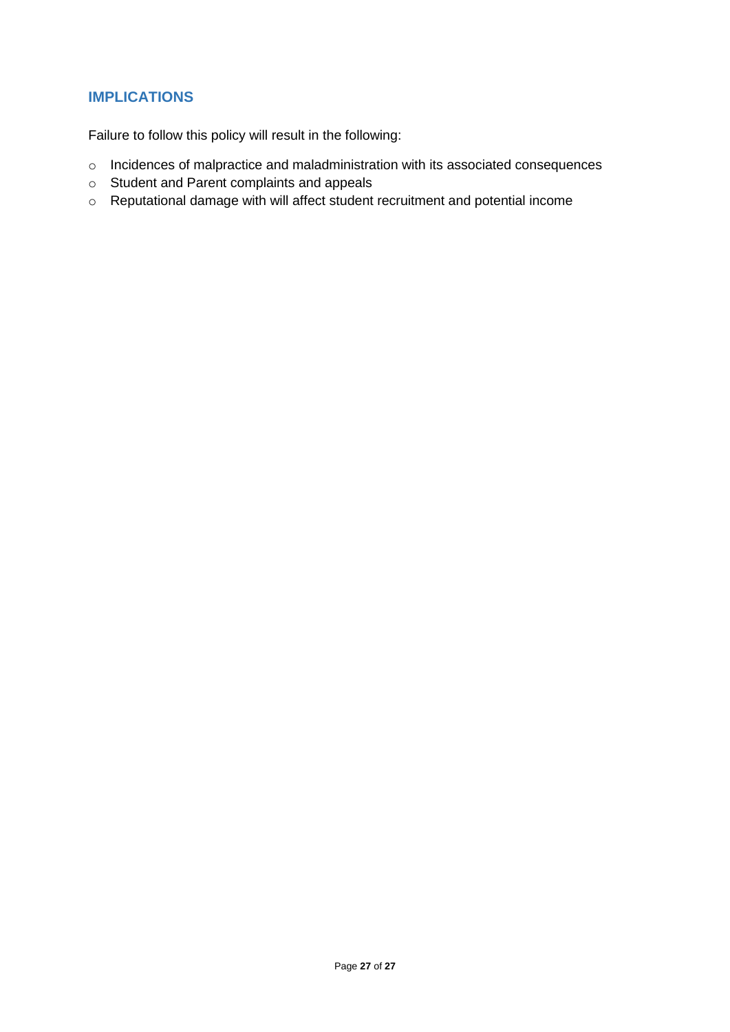## IMPLICATIONS

Failure to follow this policy will result in the following:

- Incidences of malpractice and maladministration with its associated consequences
- Student and Parent complaints and appeals
- Reputational damage with will affect student recruitment and potential income